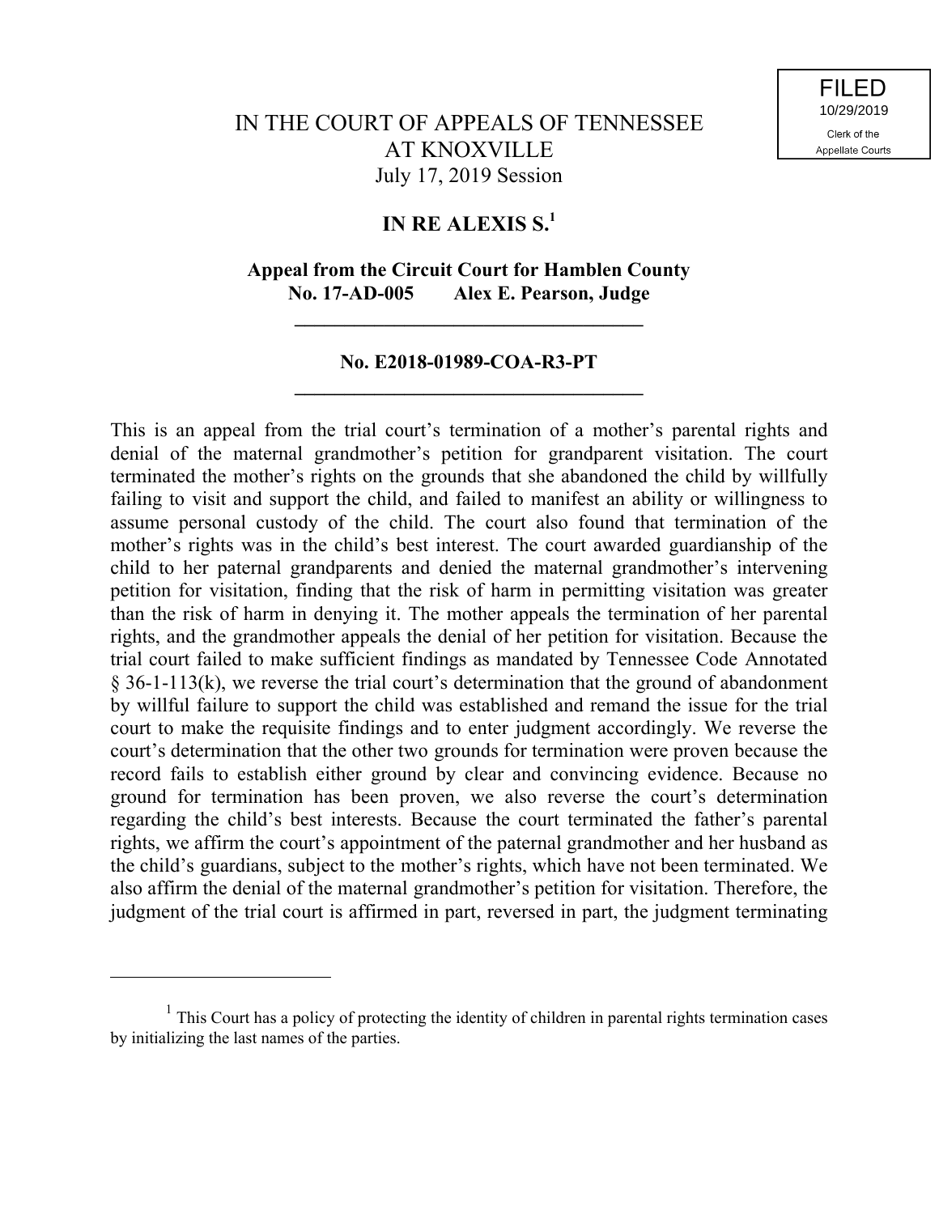FILED
10/29/2019
Clerk of the
Appellate Courts

# IN THE COURT OF APPEALS OF TENNESSEE AT KNOXVILLE

July 17, 2019 Session

## IN RE ALEXIS S.[1]

**Appeal from the Circuit Court for Hamblen County**
**No. 17-AD-005 Alex E. Pearson, Judge**

---

**No. E2018-01989-COA-R3-PT**

---

This is an appeal from the trial court's termination of a mother's parental rights and denial of the maternal grandmother's petition for grandparent visitation. The court terminated the mother's rights on the grounds that she abandoned the child by willfully failing to visit and support the child, and failed to manifest an ability or willingness to assume personal custody of the child. The court also found that termination of the mother's rights was in the child's best interest. The court awarded guardianship of the child to her paternal grandparents and denied the maternal grandmother's intervening petition for visitation, finding that the risk of harm in permitting visitation was greater than the risk of harm in denying it. The mother appeals the termination of her parental rights, and the grandmother appeals the denial of her petition for visitation. Because the trial court failed to make sufficient findings as mandated by Tennessee Code Annotated § 36-1-113(k), we reverse the trial court's determination that the ground of abandonment by willful failure to support the child was established and remand the issue for the trial court to make the requisite findings and to enter judgment accordingly. We reverse the court's determination that the other two grounds for termination were proven because the record fails to establish either ground by clear and convincing evidence. Because no ground for termination has been proven, we also reverse the court's determination regarding the child's best interests. Because the court terminated the father's parental rights, we affirm the court's appointment of the paternal grandmother and her husband as the child's guardians, subject to the mother's rights, which have not been terminated. We also affirm the denial of the maternal grandmother's petition for visitation. Therefore, the judgment of the trial court is affirmed in part, reversed in part, the judgment terminating

---

[1] This Court has a policy of protecting the identity of children in parental rights termination cases by initializing the last names of the parties.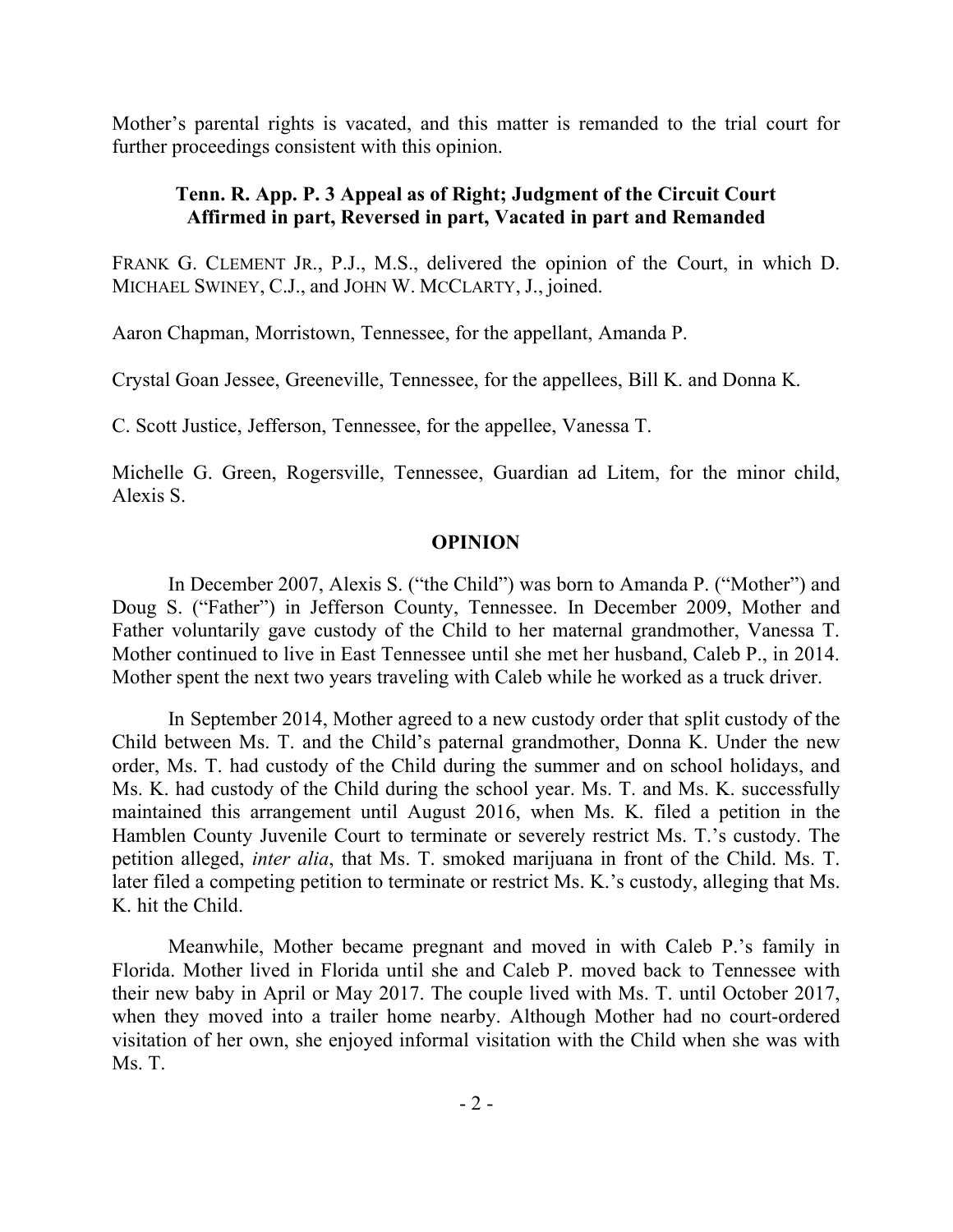Mother's parental rights is vacated, and this matter is remanded to the trial court for further proceedings consistent with this opinion.

**Tenn. R. App. P. 3 Appeal as of Right; Judgment of the Circuit Court Affirmed in part, Reversed in part, Vacated in part and Remanded**

FRANK G. CLEMENT JR., P.J., M.S., delivered the opinion of the Court, in which D. MICHAEL SWINEY, C.J., and JOHN W. MCCLARTY, J., joined.

Aaron Chapman, Morristown, Tennessee, for the appellant, Amanda P.

Crystal Goan Jessee, Greeneville, Tennessee, for the appellees, Bill K. and Donna K.

C. Scott Justice, Jefferson, Tennessee, for the appellee, Vanessa T.

Michelle G. Green, Rogersville, Tennessee, Guardian ad Litem, for the minor child, Alexis S.

## OPINION

In December 2007, Alexis S. ("the Child") was born to Amanda P. ("Mother") and Doug S. ("Father") in Jefferson County, Tennessee. In December 2009, Mother and Father voluntarily gave custody of the Child to her maternal grandmother, Vanessa T. Mother continued to live in East Tennessee until she met her husband, Caleb P., in 2014. Mother spent the next two years traveling with Caleb while he worked as a truck driver.

In September 2014, Mother agreed to a new custody order that split custody of the Child between Ms. T. and the Child's paternal grandmother, Donna K. Under the new order, Ms. T. had custody of the Child during the summer and on school holidays, and Ms. K. had custody of the Child during the school year. Ms. T. and Ms. K. successfully maintained this arrangement until August 2016, when Ms. K. filed a petition in the Hamblen County Juvenile Court to terminate or severely restrict Ms. T.'s custody. The petition alleged, *inter alia*, that Ms. T. smoked marijuana in front of the Child. Ms. T. later filed a competing petition to terminate or restrict Ms. K.'s custody, alleging that Ms. K. hit the Child.

Meanwhile, Mother became pregnant and moved in with Caleb P.'s family in Florida. Mother lived in Florida until she and Caleb P. moved back to Tennessee with their new baby in April or May 2017. The couple lived with Ms. T. until October 2017, when they moved into a trailer home nearby. Although Mother had no court-ordered visitation of her own, she enjoyed informal visitation with the Child when she was with Ms. T.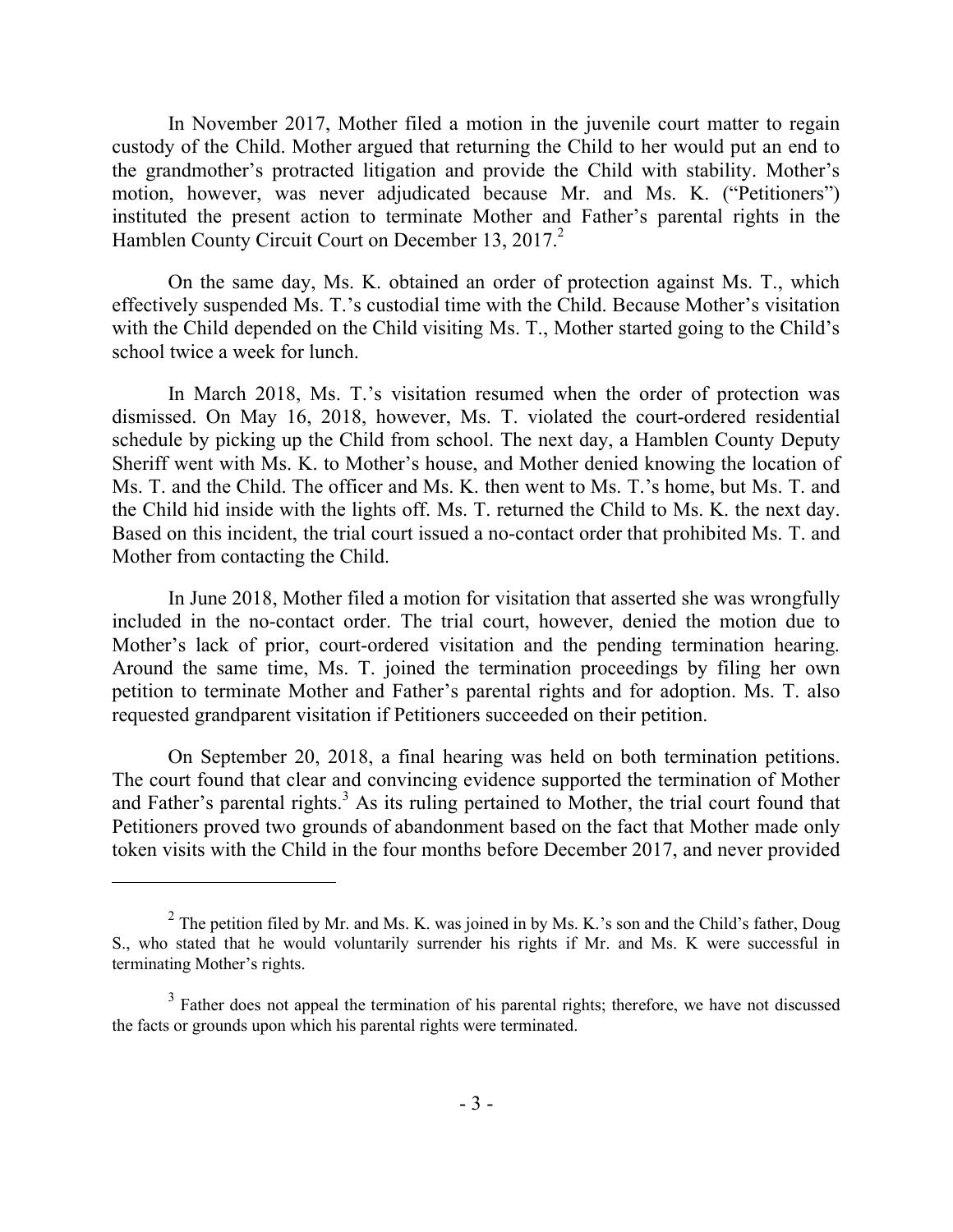In November 2017, Mother filed a motion in the juvenile court matter to regain custody of the Child. Mother argued that returning the Child to her would put an end to the grandmother's protracted litigation and provide the Child with stability. Mother's motion, however, was never adjudicated because Mr. and Ms. K. ("Petitioners") instituted the present action to terminate Mother and Father's parental rights in the Hamblen County Circuit Court on December 13, 2017.[2]

On the same day, Ms. K. obtained an order of protection against Ms. T., which effectively suspended Ms. T.'s custodial time with the Child. Because Mother's visitation with the Child depended on the Child visiting Ms. T., Mother started going to the Child's school twice a week for lunch.

In March 2018, Ms. T.'s visitation resumed when the order of protection was dismissed. On May 16, 2018, however, Ms. T. violated the court-ordered residential schedule by picking up the Child from school. The next day, a Hamblen County Deputy Sheriff went with Ms. K. to Mother's house, and Mother denied knowing the location of Ms. T. and the Child. The officer and Ms. K. then went to Ms. T.'s home, but Ms. T. and the Child hid inside with the lights off. Ms. T. returned the Child to Ms. K. the next day. Based on this incident, the trial court issued a no-contact order that prohibited Ms. T. and Mother from contacting the Child.

In June 2018, Mother filed a motion for visitation that asserted she was wrongfully included in the no-contact order. The trial court, however, denied the motion due to Mother's lack of prior, court-ordered visitation and the pending termination hearing. Around the same time, Ms. T. joined the termination proceedings by filing her own petition to terminate Mother and Father's parental rights and for adoption. Ms. T. also requested grandparent visitation if Petitioners succeeded on their petition.

On September 20, 2018, a final hearing was held on both termination petitions. The court found that clear and convincing evidence supported the termination of Mother and Father's parental rights.[3] As its ruling pertained to Mother, the trial court found that Petitioners proved two grounds of abandonment based on the fact that Mother made only token visits with the Child in the four months before December 2017, and never provided

---

[2] The petition filed by Mr. and Ms. K. was joined in by Ms. K.'s son and the Child's father, Doug S., who stated that he would voluntarily surrender his rights if Mr. and Ms. K were successful in terminating Mother's rights.

[3] Father does not appeal the termination of his parental rights; therefore, we have not discussed the facts or grounds upon which his parental rights were terminated.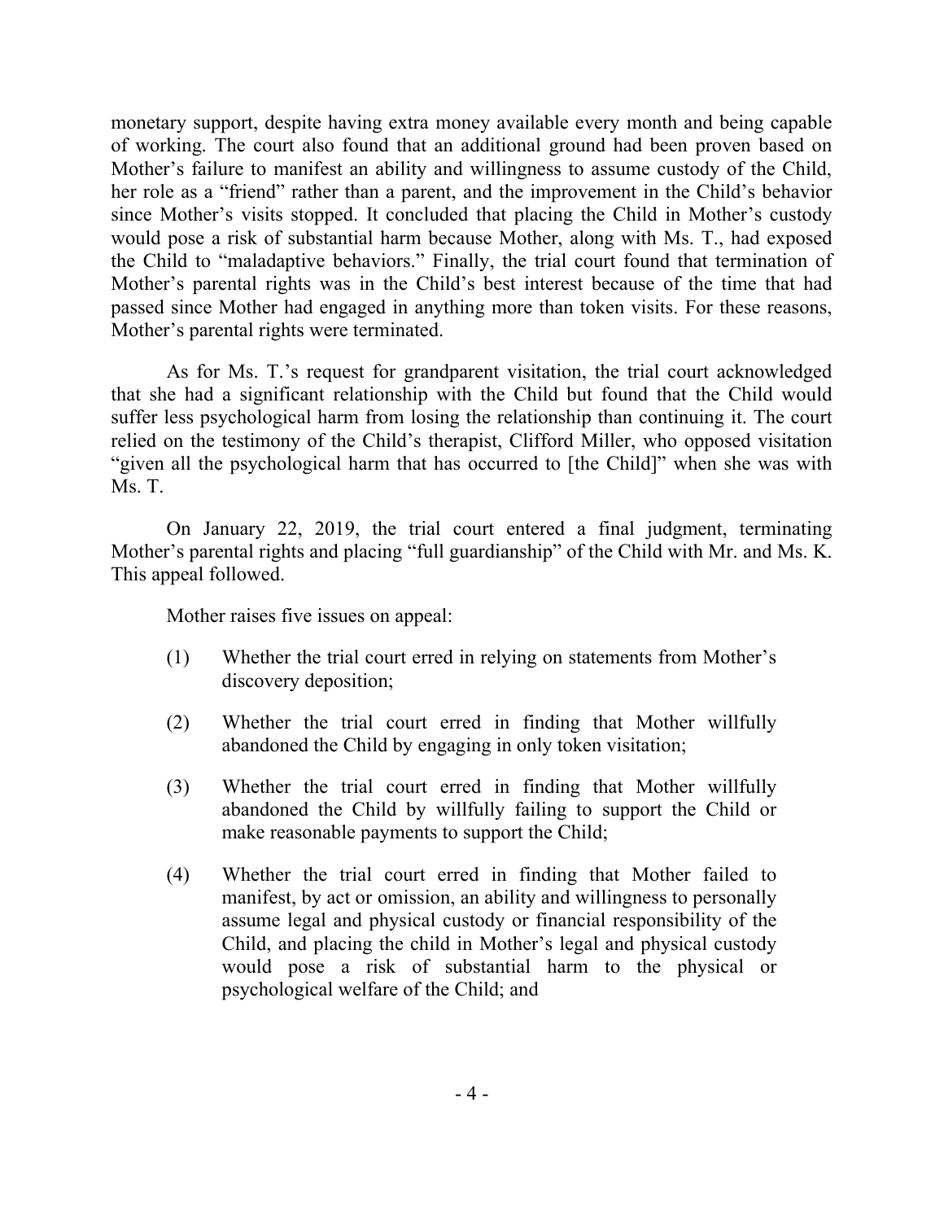monetary support, despite having extra money available every month and being capable of working. The court also found that an additional ground had been proven based on Mother's failure to manifest an ability and willingness to assume custody of the Child, her role as a "friend" rather than a parent, and the improvement in the Child's behavior since Mother's visits stopped. It concluded that placing the Child in Mother's custody would pose a risk of substantial harm because Mother, along with Ms. T., had exposed the Child to "maladaptive behaviors." Finally, the trial court found that termination of Mother's parental rights was in the Child's best interest because of the time that had passed since Mother had engaged in anything more than token visits. For these reasons, Mother's parental rights were terminated.

As for Ms. T.'s request for grandparent visitation, the trial court acknowledged that she had a significant relationship with the Child but found that the Child would suffer less psychological harm from losing the relationship than continuing it. The court relied on the testimony of the Child's therapist, Clifford Miller, who opposed visitation "given all the psychological harm that has occurred to [the Child]" when she was with Ms. T.

On January 22, 2019, the trial court entered a final judgment, terminating Mother's parental rights and placing "full guardianship" of the Child with Mr. and Ms. K. This appeal followed.

Mother raises five issues on appeal:

(1) Whether the trial court erred in relying on statements from Mother's discovery deposition;

(2) Whether the trial court erred in finding that Mother willfully abandoned the Child by engaging in only token visitation;

(3) Whether the trial court erred in finding that Mother willfully abandoned the Child by willfully failing to support the Child or make reasonable payments to support the Child;

(4) Whether the trial court erred in finding that Mother failed to manifest, by act or omission, an ability and willingness to personally assume legal and physical custody or financial responsibility of the Child, and placing the child in Mother's legal and physical custody would pose a risk of substantial harm to the physical or psychological welfare of the Child; and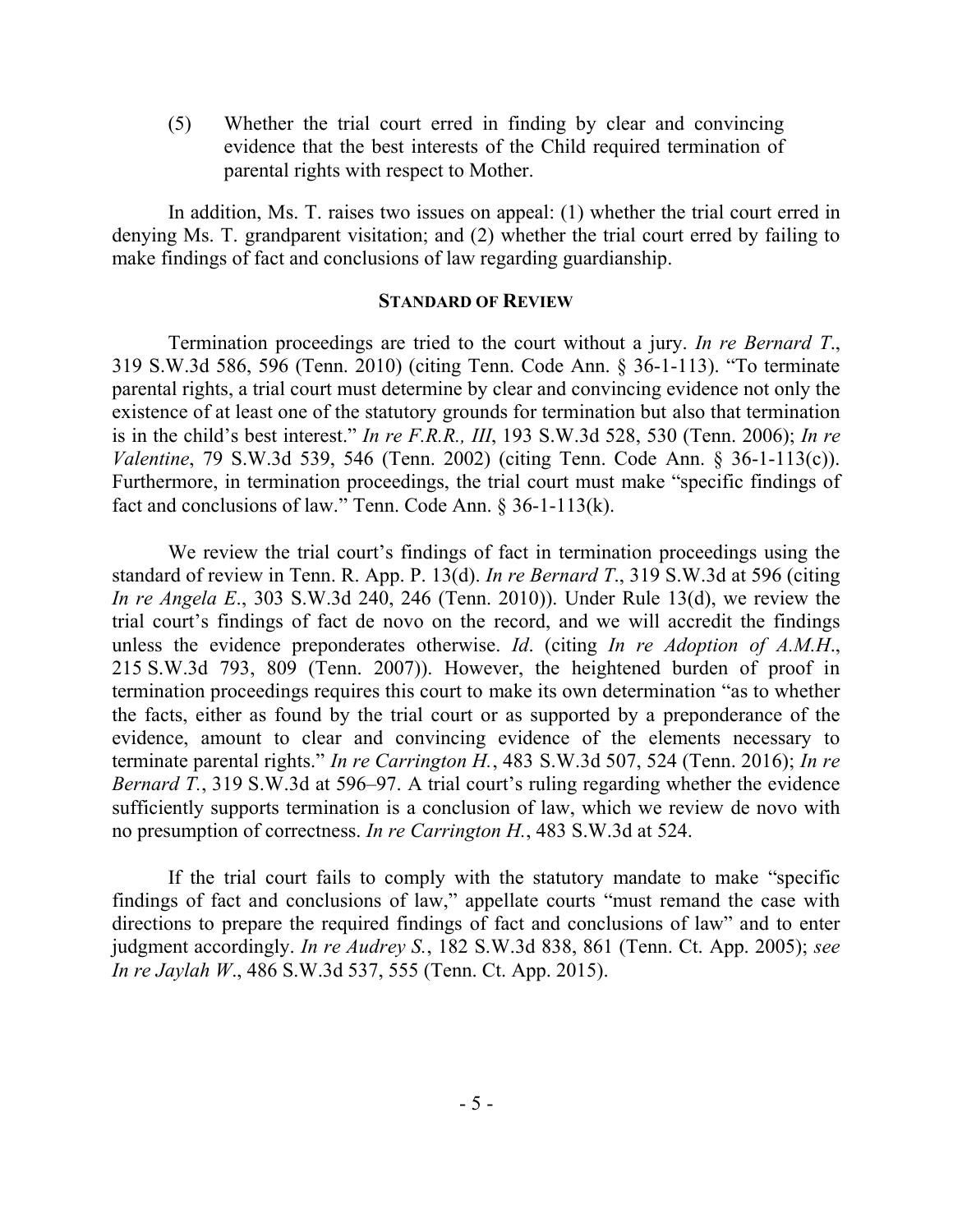(5) Whether the trial court erred in finding by clear and convincing evidence that the best interests of the Child required termination of parental rights with respect to Mother.

In addition, Ms. T. raises two issues on appeal: (1) whether the trial court erred in denying Ms. T. grandparent visitation; and (2) whether the trial court erred by failing to make findings of fact and conclusions of law regarding guardianship.

## STANDARD OF REVIEW

Termination proceedings are tried to the court without a jury. *In re Bernard T*., 319 S.W.3d 586, 596 (Tenn. 2010) (citing Tenn. Code Ann. § 36-1-113). "To terminate parental rights, a trial court must determine by clear and convincing evidence not only the existence of at least one of the statutory grounds for termination but also that termination is in the child's best interest." *In re F.R.R., III*, 193 S.W.3d 528, 530 (Tenn. 2006); *In re Valentine*, 79 S.W.3d 539, 546 (Tenn. 2002) (citing Tenn. Code Ann. § 36-1-113(c)). Furthermore, in termination proceedings, the trial court must make "specific findings of fact and conclusions of law." Tenn. Code Ann. § 36-1-113(k).

We review the trial court's findings of fact in termination proceedings using the standard of review in Tenn. R. App. P. 13(d). *In re Bernard T*., 319 S.W.3d at 596 (citing *In re Angela E*., 303 S.W.3d 240, 246 (Tenn. 2010)). Under Rule 13(d), we review the trial court's findings of fact de novo on the record, and we will accredit the findings unless the evidence preponderates otherwise. *Id*. (citing *In re Adoption of A.M.H*., 215 S.W.3d 793, 809 (Tenn. 2007)). However, the heightened burden of proof in termination proceedings requires this court to make its own determination "as to whether the facts, either as found by the trial court or as supported by a preponderance of the evidence, amount to clear and convincing evidence of the elements necessary to terminate parental rights." *In re Carrington H.*, 483 S.W.3d 507, 524 (Tenn. 2016); *In re Bernard T.*, 319 S.W.3d at 596–97. A trial court's ruling regarding whether the evidence sufficiently supports termination is a conclusion of law, which we review de novo with no presumption of correctness. *In re Carrington H.*, 483 S.W.3d at 524.

If the trial court fails to comply with the statutory mandate to make "specific findings of fact and conclusions of law," appellate courts "must remand the case with directions to prepare the required findings of fact and conclusions of law" and to enter judgment accordingly. *In re Audrey S.*, 182 S.W.3d 838, 861 (Tenn. Ct. App. 2005); *see In re Jaylah W*., 486 S.W.3d 537, 555 (Tenn. Ct. App. 2015).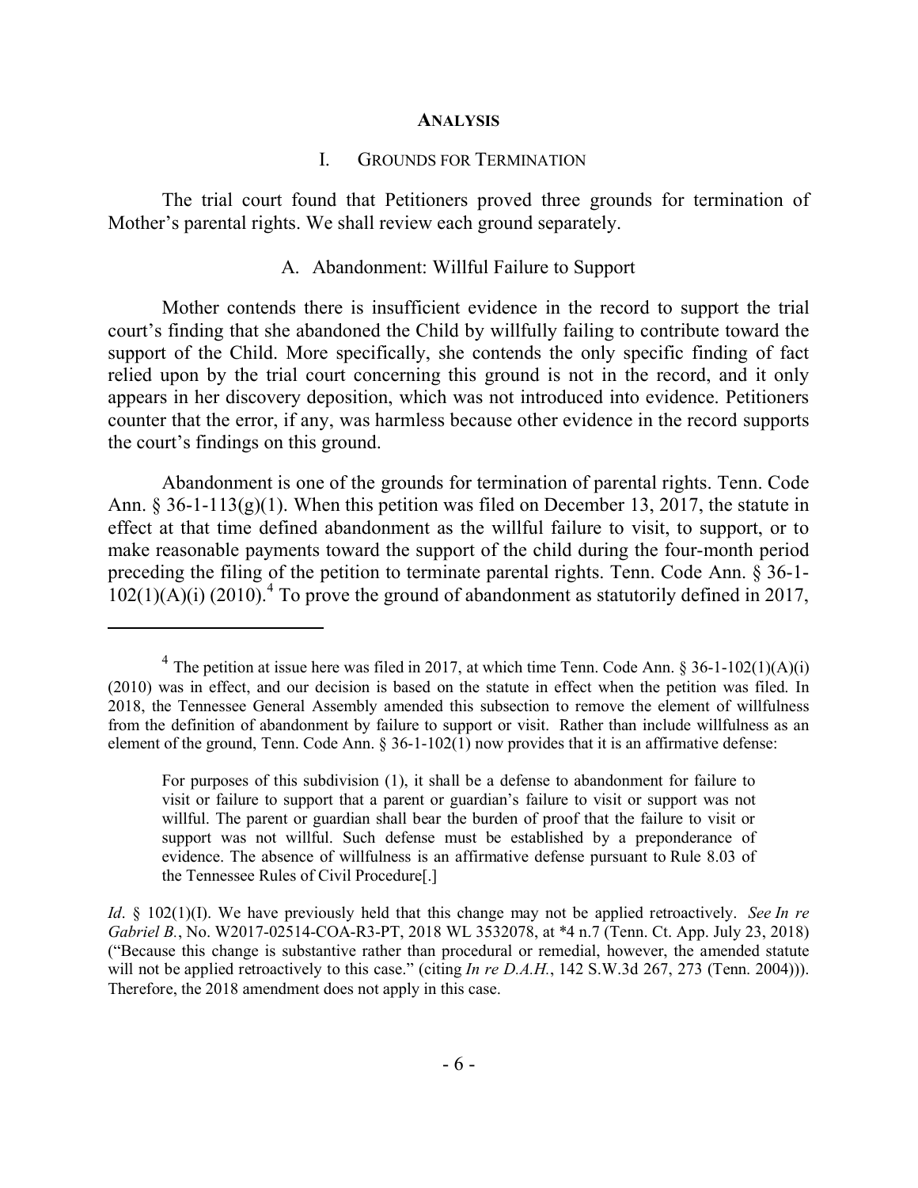## ANALYSIS

### I. GROUNDS FOR TERMINATION

The trial court found that Petitioners proved three grounds for termination of Mother's parental rights. We shall review each ground separately.

#### A. Abandonment: Willful Failure to Support

Mother contends there is insufficient evidence in the record to support the trial court's finding that she abandoned the Child by willfully failing to contribute toward the support of the Child. More specifically, she contends the only specific finding of fact relied upon by the trial court concerning this ground is not in the record, and it only appears in her discovery deposition, which was not introduced into evidence. Petitioners counter that the error, if any, was harmless because other evidence in the record supports the court's findings on this ground.

Abandonment is one of the grounds for termination of parental rights. Tenn. Code Ann. § 36-1-113(g)(1). When this petition was filed on December 13, 2017, the statute in effect at that time defined abandonment as the willful failure to visit, to support, or to make reasonable payments toward the support of the child during the four-month period preceding the filing of the petition to terminate parental rights. Tenn. Code Ann. § 36-1-102(1)(A)(i) (2010).[4] To prove the ground of abandonment as statutorily defined in 2017,

---

[4] The petition at issue here was filed in 2017, at which time Tenn. Code Ann. § 36-1-102(1)(A)(i) (2010) was in effect, and our decision is based on the statute in effect when the petition was filed. In 2018, the Tennessee General Assembly amended this subsection to remove the element of willfulness from the definition of abandonment by failure to support or visit. Rather than include willfulness as an element of the ground, Tenn. Code Ann. § 36-1-102(1) now provides that it is an affirmative defense:

> For purposes of this subdivision (1), it shall be a defense to abandonment for failure to visit or failure to support that a parent or guardian's failure to visit or support was not willful. The parent or guardian shall bear the burden of proof that the failure to visit or support was not willful. Such defense must be established by a preponderance of evidence. The absence of willfulness is an affirmative defense pursuant to Rule 8.03 of the Tennessee Rules of Civil Procedure[.]

*Id*. § 102(1)(I). We have previously held that this change may not be applied retroactively. *See In re Gabriel B.*, No. W2017-02514-COA-R3-PT, 2018 WL 3532078, at *4 n.7 (Tenn. Ct. App. July 23, 2018) ("Because this change is substantive rather than procedural or remedial, however, the amended statute will not be applied retroactively to this case." (citing *In re D.A.H.*, 142 S.W.3d 267, 273 (Tenn. 2004))). Therefore, the 2018 amendment does not apply in this case.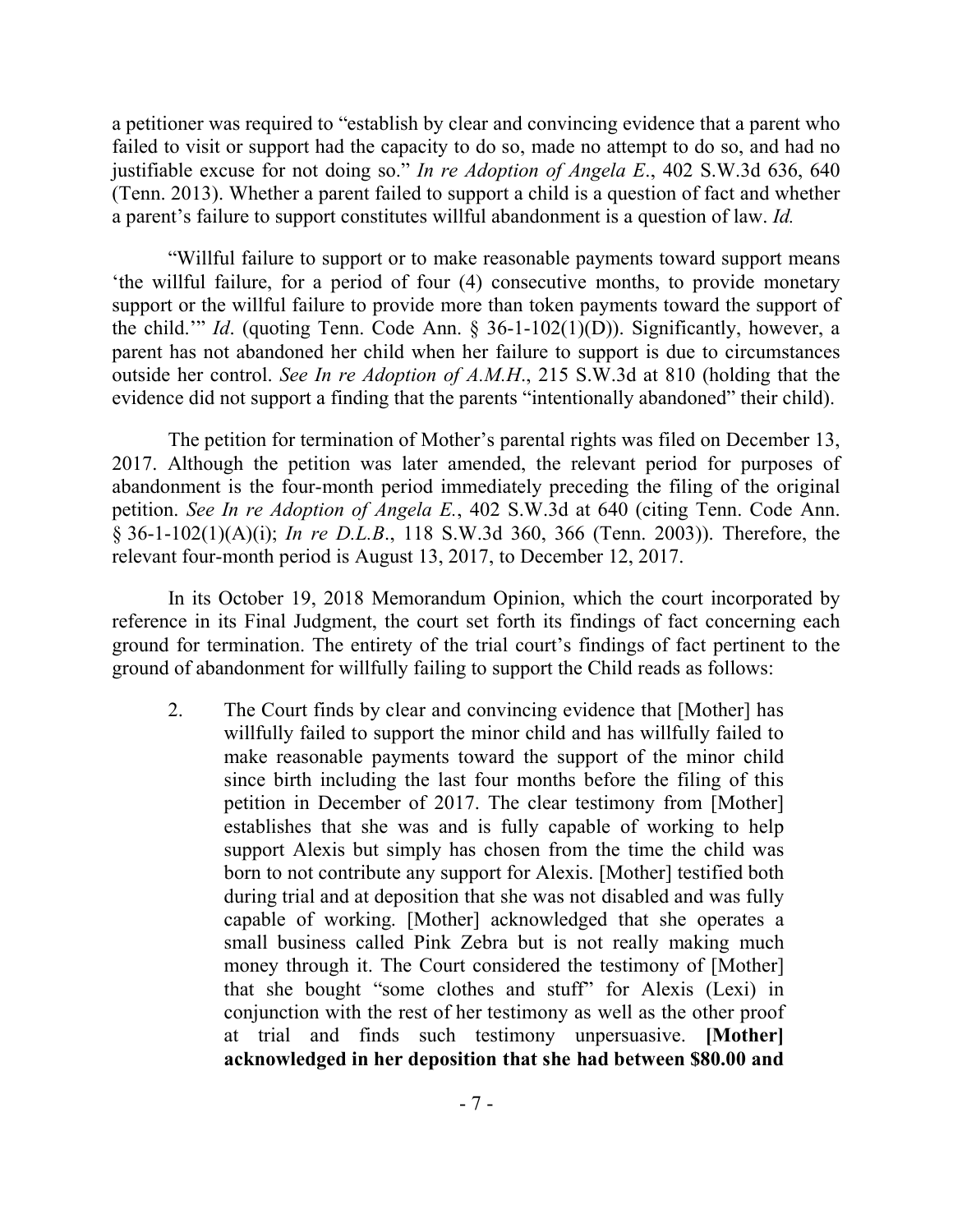a petitioner was required to "establish by clear and convincing evidence that a parent who failed to visit or support had the capacity to do so, made no attempt to do so, and had no justifiable excuse for not doing so." *In re Adoption of Angela E*., 402 S.W.3d 636, 640 (Tenn. 2013). Whether a parent failed to support a child is a question of fact and whether a parent's failure to support constitutes willful abandonment is a question of law. *Id.*

"Willful failure to support or to make reasonable payments toward support means 'the willful failure, for a period of four (4) consecutive months, to provide monetary support or the willful failure to provide more than token payments toward the support of the child.'" *Id*. (quoting Tenn. Code Ann. § 36-1-102(1)(D)). Significantly, however, a parent has not abandoned her child when her failure to support is due to circumstances outside her control. *See In re Adoption of A.M.H*., 215 S.W.3d at 810 (holding that the evidence did not support a finding that the parents "intentionally abandoned" their child).

The petition for termination of Mother's parental rights was filed on December 13, 2017. Although the petition was later amended, the relevant period for purposes of abandonment is the four-month period immediately preceding the filing of the original petition. *See In re Adoption of Angela E.*, 402 S.W.3d at 640 (citing Tenn. Code Ann. § 36-1-102(1)(A)(i); *In re D.L.B*., 118 S.W.3d 360, 366 (Tenn. 2003)). Therefore, the relevant four-month period is August 13, 2017, to December 12, 2017.

In its October 19, 2018 Memorandum Opinion, which the court incorporated by reference in its Final Judgment, the court set forth its findings of fact concerning each ground for termination. The entirety of the trial court's findings of fact pertinent to the ground of abandonment for willfully failing to support the Child reads as follows:

> 2. The Court finds by clear and convincing evidence that [Mother] has willfully failed to support the minor child and has willfully failed to make reasonable payments toward the support of the minor child since birth including the last four months before the filing of this petition in December of 2017. The clear testimony from [Mother] establishes that she was and is fully capable of working to help support Alexis but simply has chosen from the time the child was born to not contribute any support for Alexis. [Mother] testified both during trial and at deposition that she was not disabled and was fully capable of working. [Mother] acknowledged that she operates a small business called Pink Zebra but is not really making much money through it. The Court considered the testimony of [Mother] that she bought "some clothes and stuff" for Alexis (Lexi) in conjunction with the rest of her testimony as well as the other proof at trial and finds such testimony unpersuasive. **[Mother] acknowledged in her deposition that she had between $80.00 and**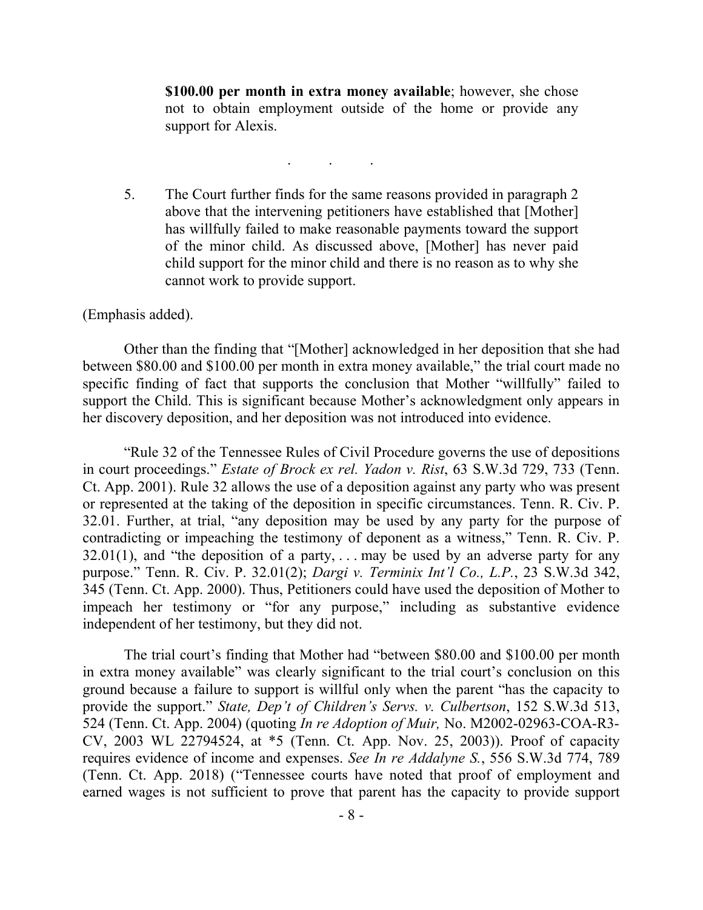> **$100.00 per month in extra money available**; however, she chose not to obtain employment outside of the home or provide any support for Alexis.
>
> . . .
>
> 5. The Court further finds for the same reasons provided in paragraph 2 above that the intervening petitioners have established that [Mother] has willfully failed to make reasonable payments toward the support of the minor child. As discussed above, [Mother] has never paid child support for the minor child and there is no reason as to why she cannot work to provide support.

(Emphasis added).

Other than the finding that "[Mother] acknowledged in her deposition that she had between $80.00 and $100.00 per month in extra money available," the trial court made no specific finding of fact that supports the conclusion that Mother "willfully" failed to support the Child. This is significant because Mother's acknowledgment only appears in her discovery deposition, and her deposition was not introduced into evidence.

"Rule 32 of the Tennessee Rules of Civil Procedure governs the use of depositions in court proceedings." *Estate of Brock ex rel. Yadon v. Rist*, 63 S.W.3d 729, 733 (Tenn. Ct. App. 2001). Rule 32 allows the use of a deposition against any party who was present or represented at the taking of the deposition in specific circumstances. Tenn. R. Civ. P. 32.01. Further, at trial, "any deposition may be used by any party for the purpose of contradicting or impeaching the testimony of deponent as a witness," Tenn. R. Civ. P. 32.01(1), and "the deposition of a party, . . . may be used by an adverse party for any purpose." Tenn. R. Civ. P. 32.01(2); *Dargi v. Terminix Int'l Co., L.P.*, 23 S.W.3d 342, 345 (Tenn. Ct. App. 2000). Thus, Petitioners could have used the deposition of Mother to impeach her testimony or "for any purpose," including as substantive evidence independent of her testimony, but they did not.

The trial court's finding that Mother had "between $80.00 and $100.00 per month in extra money available" was clearly significant to the trial court's conclusion on this ground because a failure to support is willful only when the parent "has the capacity to provide the support." *State, Dep't of Children's Servs. v. Culbertson*, 152 S.W.3d 513, 524 (Tenn. Ct. App. 2004) (quoting *In re Adoption of Muir,* No. M2002-02963-COA-R3-CV, 2003 WL 22794524, at *5 (Tenn. Ct. App. Nov. 25, 2003)). Proof of capacity requires evidence of income and expenses. *See In re Addalyne S.*, 556 S.W.3d 774, 789 (Tenn. Ct. App. 2018) ("Tennessee courts have noted that proof of employment and earned wages is not sufficient to prove that parent has the capacity to provide support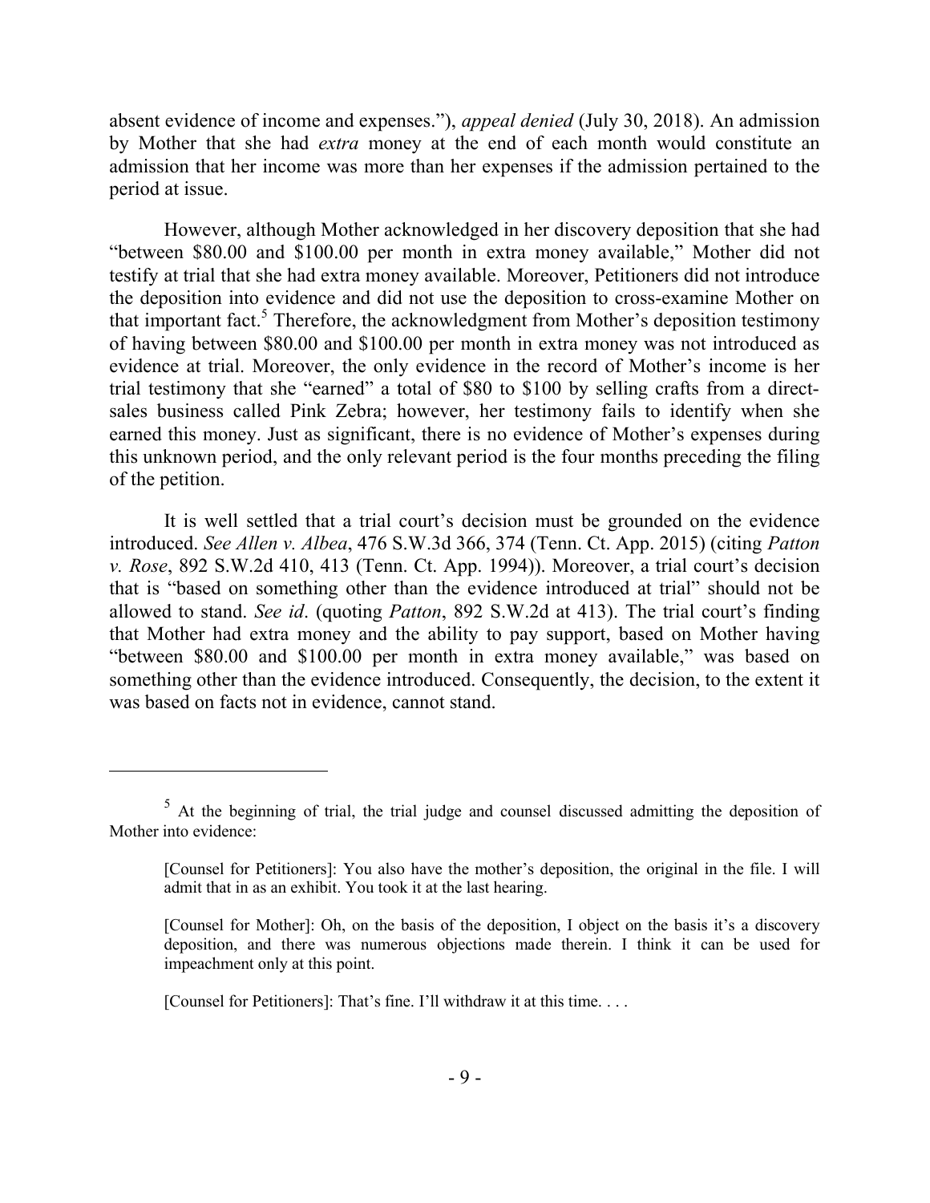absent evidence of income and expenses."), *appeal denied* (July 30, 2018). An admission by Mother that she had *extra* money at the end of each month would constitute an admission that her income was more than her expenses if the admission pertained to the period at issue.

However, although Mother acknowledged in her discovery deposition that she had "between $80.00 and $100.00 per month in extra money available," Mother did not testify at trial that she had extra money available. Moreover, Petitioners did not introduce the deposition into evidence and did not use the deposition to cross-examine Mother on that important fact.[5] Therefore, the acknowledgment from Mother's deposition testimony of having between $80.00 and $100.00 per month in extra money was not introduced as evidence at trial. Moreover, the only evidence in the record of Mother's income is her trial testimony that she "earned" a total of $80 to $100 by selling crafts from a direct-sales business called Pink Zebra; however, her testimony fails to identify when she earned this money. Just as significant, there is no evidence of Mother's expenses during this unknown period, and the only relevant period is the four months preceding the filing of the petition.

It is well settled that a trial court's decision must be grounded on the evidence introduced. *See Allen v. Albea*, 476 S.W.3d 366, 374 (Tenn. Ct. App. 2015) (citing *Patton v. Rose*, 892 S.W.2d 410, 413 (Tenn. Ct. App. 1994)). Moreover, a trial court's decision that is "based on something other than the evidence introduced at trial" should not be allowed to stand. *See id*. (quoting *Patton*, 892 S.W.2d at 413). The trial court's finding that Mother had extra money and the ability to pay support, based on Mother having "between $80.00 and $100.00 per month in extra money available," was based on something other than the evidence introduced. Consequently, the decision, to the extent it was based on facts not in evidence, cannot stand.

---

[5] At the beginning of trial, the trial judge and counsel discussed admitting the deposition of Mother into evidence:

> [Counsel for Petitioners]: You also have the mother's deposition, the original in the file. I will admit that in as an exhibit. You took it at the last hearing.
>
> [Counsel for Mother]: Oh, on the basis of the deposition, I object on the basis it's a discovery deposition, and there was numerous objections made therein. I think it can be used for impeachment only at this point.
>
> [Counsel for Petitioners]: That's fine. I'll withdraw it at this time. . . .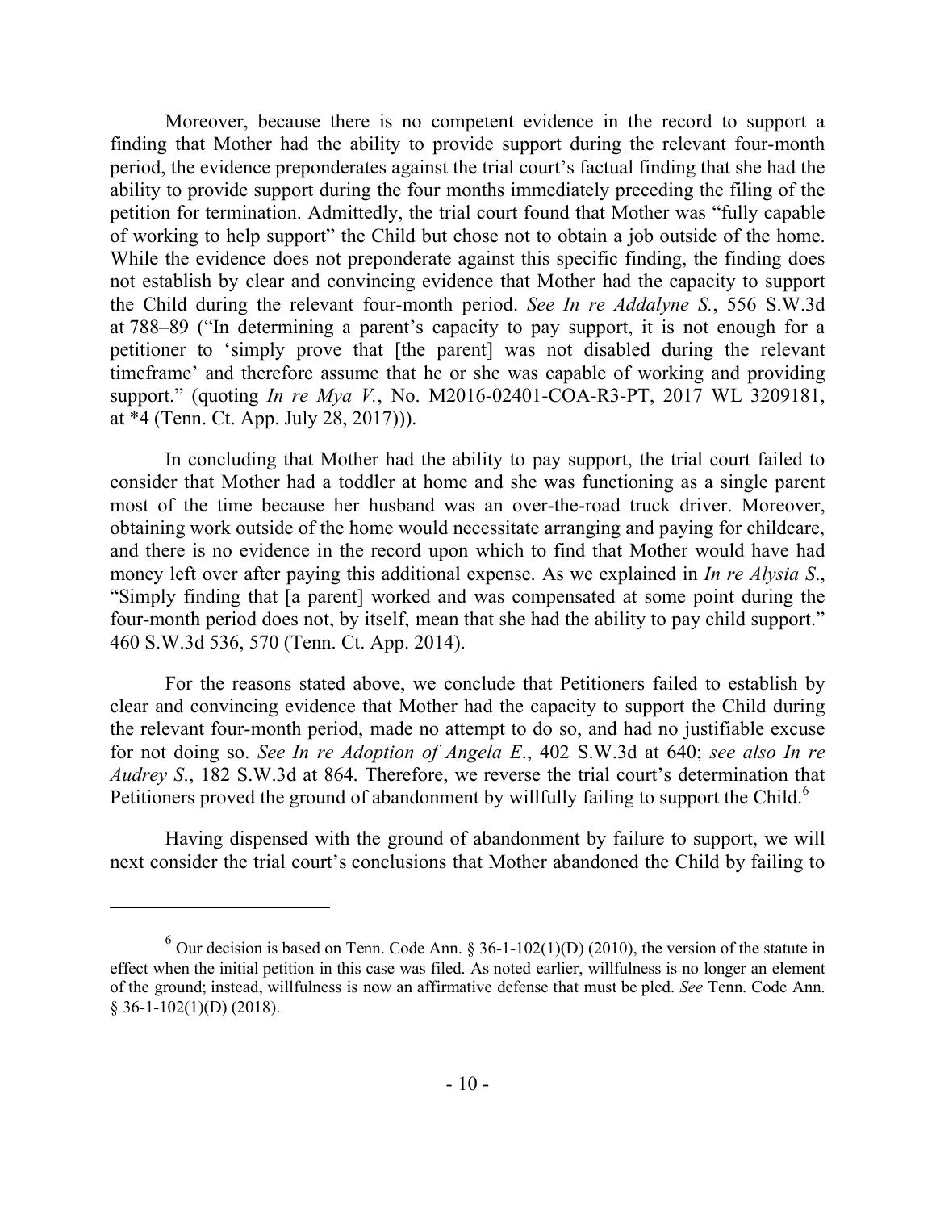Moreover, because there is no competent evidence in the record to support a finding that Mother had the ability to provide support during the relevant four-month period, the evidence preponderates against the trial court's factual finding that she had the ability to provide support during the four months immediately preceding the filing of the petition for termination. Admittedly, the trial court found that Mother was "fully capable of working to help support" the Child but chose not to obtain a job outside of the home. While the evidence does not preponderate against this specific finding, the finding does not establish by clear and convincing evidence that Mother had the capacity to support the Child during the relevant four-month period. *See In re Addalyne S.*, 556 S.W.3d at 788–89 ("In determining a parent's capacity to pay support, it is not enough for a petitioner to 'simply prove that [the parent] was not disabled during the relevant timeframe' and therefore assume that he or she was capable of working and providing support." (quoting *In re Mya V.*, No. M2016-02401-COA-R3-PT, 2017 WL 3209181, at *4 (Tenn. Ct. App. July 28, 2017))).

In concluding that Mother had the ability to pay support, the trial court failed to consider that Mother had a toddler at home and she was functioning as a single parent most of the time because her husband was an over-the-road truck driver. Moreover, obtaining work outside of the home would necessitate arranging and paying for childcare, and there is no evidence in the record upon which to find that Mother would have had money left over after paying this additional expense. As we explained in *In re Alysia S.*, "Simply finding that [a parent] worked and was compensated at some point during the four-month period does not, by itself, mean that she had the ability to pay child support." 460 S.W.3d 536, 570 (Tenn. Ct. App. 2014).

For the reasons stated above, we conclude that Petitioners failed to establish by clear and convincing evidence that Mother had the capacity to support the Child during the relevant four-month period, made no attempt to do so, and had no justifiable excuse for not doing so. *See In re Adoption of Angela E.*, 402 S.W.3d at 640; *see also In re Audrey S.*, 182 S.W.3d at 864. Therefore, we reverse the trial court's determination that Petitioners proved the ground of abandonment by willfully failing to support the Child.[6]

Having dispensed with the ground of abandonment by failure to support, we will next consider the trial court's conclusions that Mother abandoned the Child by failing to

---

[6] Our decision is based on Tenn. Code Ann. § 36-1-102(1)(D) (2010), the version of the statute in effect when the initial petition in this case was filed. As noted earlier, willfulness is no longer an element of the ground; instead, willfulness is now an affirmative defense that must be pled. *See* Tenn. Code Ann. § 36-1-102(1)(D) (2018).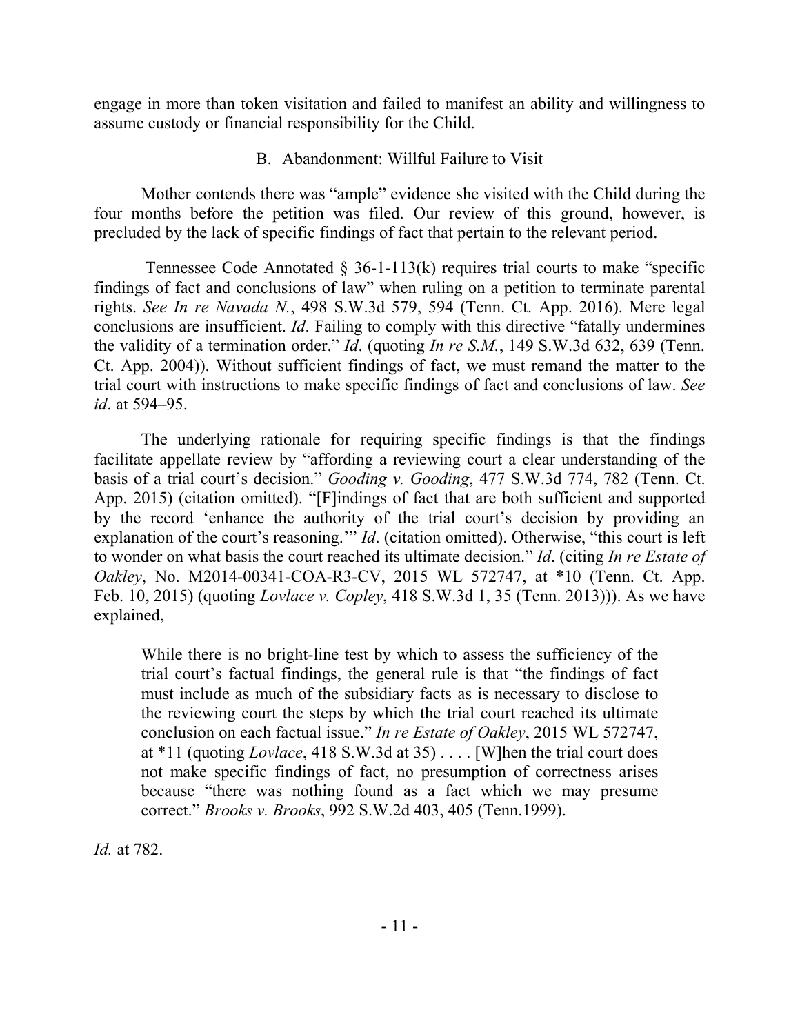engage in more than token visitation and failed to manifest an ability and willingness to assume custody or financial responsibility for the Child.

### B. Abandonment: Willful Failure to Visit

Mother contends there was "ample" evidence she visited with the Child during the four months before the petition was filed. Our review of this ground, however, is precluded by the lack of specific findings of fact that pertain to the relevant period.

Tennessee Code Annotated § 36-1-113(k) requires trial courts to make "specific findings of fact and conclusions of law" when ruling on a petition to terminate parental rights. *See In re Navada N.*, 498 S.W.3d 579, 594 (Tenn. Ct. App. 2016). Mere legal conclusions are insufficient. *Id*. Failing to comply with this directive "fatally undermines the validity of a termination order." *Id*. (quoting *In re S.M.*, 149 S.W.3d 632, 639 (Tenn. Ct. App. 2004)). Without sufficient findings of fact, we must remand the matter to the trial court with instructions to make specific findings of fact and conclusions of law. *See id*. at 594–95.

The underlying rationale for requiring specific findings is that the findings facilitate appellate review by "affording a reviewing court a clear understanding of the basis of a trial court's decision." *Gooding v. Gooding*, 477 S.W.3d 774, 782 (Tenn. Ct. App. 2015) (citation omitted). "[F]indings of fact that are both sufficient and supported by the record 'enhance the authority of the trial court's decision by providing an explanation of the court's reasoning.'" *Id*. (citation omitted). Otherwise, "this court is left to wonder on what basis the court reached its ultimate decision." *Id*. (citing *In re Estate of Oakley*, No. M2014-00341-COA-R3-CV, 2015 WL 572747, at *10 (Tenn. Ct. App. Feb. 10, 2015) (quoting *Lovlace v. Copley*, 418 S.W.3d 1, 35 (Tenn. 2013))). As we have explained,

> While there is no bright-line test by which to assess the sufficiency of the trial court's factual findings, the general rule is that "the findings of fact must include as much of the subsidiary facts as is necessary to disclose to the reviewing court the steps by which the trial court reached its ultimate conclusion on each factual issue." *In re Estate of Oakley*, 2015 WL 572747, at *11 (quoting *Lovlace*, 418 S.W.3d at 35) . . . . [W]hen the trial court does not make specific findings of fact, no presumption of correctness arises because "there was nothing found as a fact which we may presume correct." *Brooks v. Brooks*, 992 S.W.2d 403, 405 (Tenn.1999).

*Id.* at 782.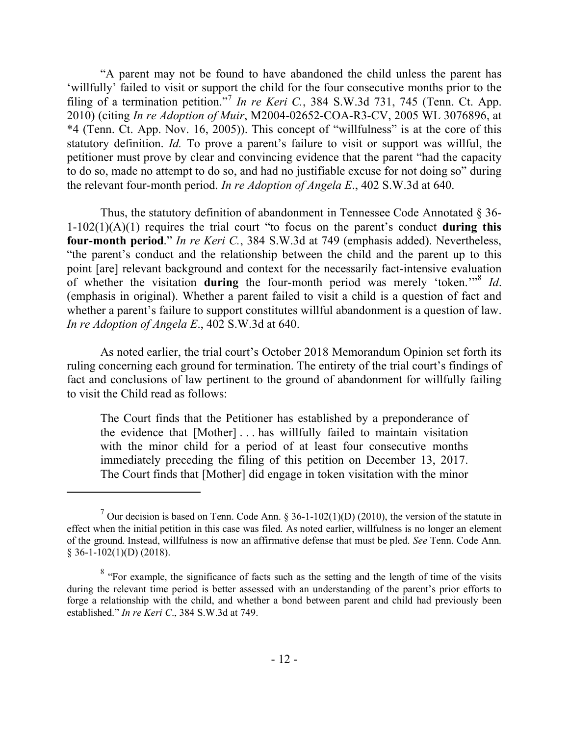"A parent may not be found to have abandoned the child unless the parent has 'willfully' failed to visit or support the child for the four consecutive months prior to the filing of a termination petition."[7] *In re Keri C.*, 384 S.W.3d 731, 745 (Tenn. Ct. App. 2010) (citing *In re Adoption of Muir*, M2004-02652-COA-R3-CV, 2005 WL 3076896, at *4 (Tenn. Ct. App. Nov. 16, 2005)). This concept of "willfulness" is at the core of this statutory definition. *Id.* To prove a parent's failure to visit or support was willful, the petitioner must prove by clear and convincing evidence that the parent "had the capacity to do so, made no attempt to do so, and had no justifiable excuse for not doing so" during the relevant four-month period. *In re Adoption of Angela E.*, 402 S.W.3d at 640.

Thus, the statutory definition of abandonment in Tennessee Code Annotated § 36-1-102(1)(A)(1) requires the trial court "to focus on the parent's conduct **during this four-month period**." *In re Keri C.*, 384 S.W.3d at 749 (emphasis added). Nevertheless, "the parent's conduct and the relationship between the child and the parent up to this point [are] relevant background and context for the necessarily fact-intensive evaluation of whether the visitation **during** the four-month period was merely 'token.'"[8] *Id*. (emphasis in original). Whether a parent failed to visit a child is a question of fact and whether a parent's failure to support constitutes willful abandonment is a question of law. *In re Adoption of Angela E.*, 402 S.W.3d at 640.

As noted earlier, the trial court's October 2018 Memorandum Opinion set forth its ruling concerning each ground for termination. The entirety of the trial court's findings of fact and conclusions of law pertinent to the ground of abandonment for willfully failing to visit the Child read as follows:

> The Court finds that the Petitioner has established by a preponderance of the evidence that [Mother] . . . has willfully failed to maintain visitation with the minor child for a period of at least four consecutive months immediately preceding the filing of this petition on December 13, 2017. The Court finds that [Mother] did engage in token visitation with the minor

---

[7] Our decision is based on Tenn. Code Ann. § 36-1-102(1)(D) (2010), the version of the statute in effect when the initial petition in this case was filed. As noted earlier, willfulness is no longer an element of the ground. Instead, willfulness is now an affirmative defense that must be pled. *See* Tenn. Code Ann. § 36-1-102(1)(D) (2018).

[8] "For example, the significance of facts such as the setting and the length of time of the visits during the relevant time period is better assessed with an understanding of the parent's prior efforts to forge a relationship with the child, and whether a bond between parent and child had previously been established." *In re Keri C.*, 384 S.W.3d at 749.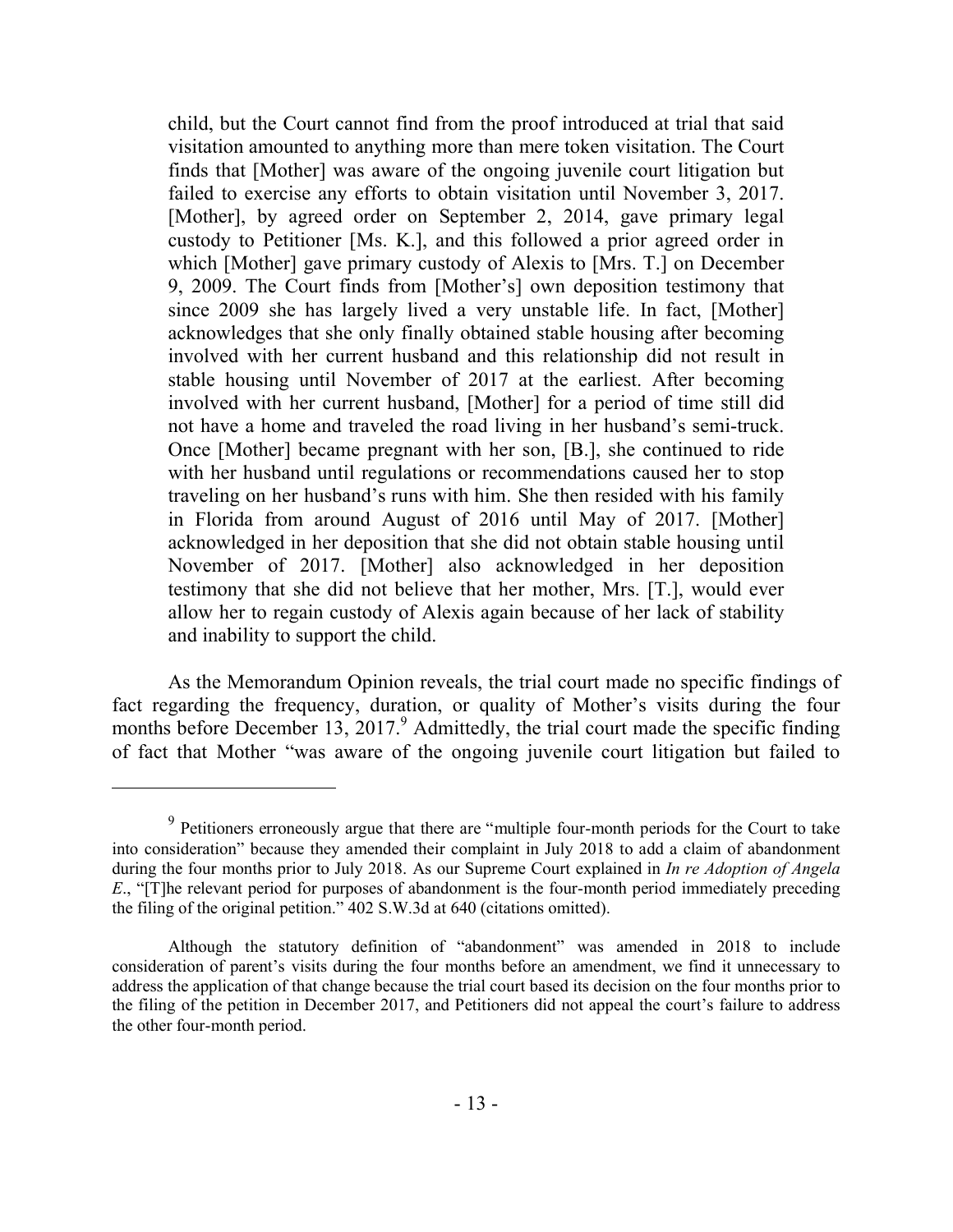> child, but the Court cannot find from the proof introduced at trial that said visitation amounted to anything more than mere token visitation. The Court finds that [Mother] was aware of the ongoing juvenile court litigation but failed to exercise any efforts to obtain visitation until November 3, 2017. [Mother], by agreed order on September 2, 2014, gave primary legal custody to Petitioner [Ms. K.], and this followed a prior agreed order in which [Mother] gave primary custody of Alexis to [Mrs. T.] on December 9, 2009. The Court finds from [Mother's] own deposition testimony that since 2009 she has largely lived a very unstable life. In fact, [Mother] acknowledges that she only finally obtained stable housing after becoming involved with her current husband and this relationship did not result in stable housing until November of 2017 at the earliest. After becoming involved with her current husband, [Mother] for a period of time still did not have a home and traveled the road living in her husband's semi-truck. Once [Mother] became pregnant with her son, [B.], she continued to ride with her husband until regulations or recommendations caused her to stop traveling on her husband's runs with him. She then resided with his family in Florida from around August of 2016 until May of 2017. [Mother] acknowledged in her deposition that she did not obtain stable housing until November of 2017. [Mother] also acknowledged in her deposition testimony that she did not believe that her mother, Mrs. [T.], would ever allow her to regain custody of Alexis again because of her lack of stability and inability to support the child.

As the Memorandum Opinion reveals, the trial court made no specific findings of fact regarding the frequency, duration, or quality of Mother's visits during the four months before December 13, 2017.[9] Admittedly, the trial court made the specific finding of fact that Mother "was aware of the ongoing juvenile court litigation but failed to

---

[9] Petitioners erroneously argue that there are "multiple four-month periods for the Court to take into consideration" because they amended their complaint in July 2018 to add a claim of abandonment during the four months prior to July 2018. As our Supreme Court explained in *In re Adoption of Angela E*., "[T]he relevant period for purposes of abandonment is the four-month period immediately preceding the filing of the original petition." 402 S.W.3d at 640 (citations omitted).

Although the statutory definition of "abandonment" was amended in 2018 to include consideration of parent's visits during the four months before an amendment, we find it unnecessary to address the application of that change because the trial court based its decision on the four months prior to the filing of the petition in December 2017, and Petitioners did not appeal the court's failure to address the other four-month period.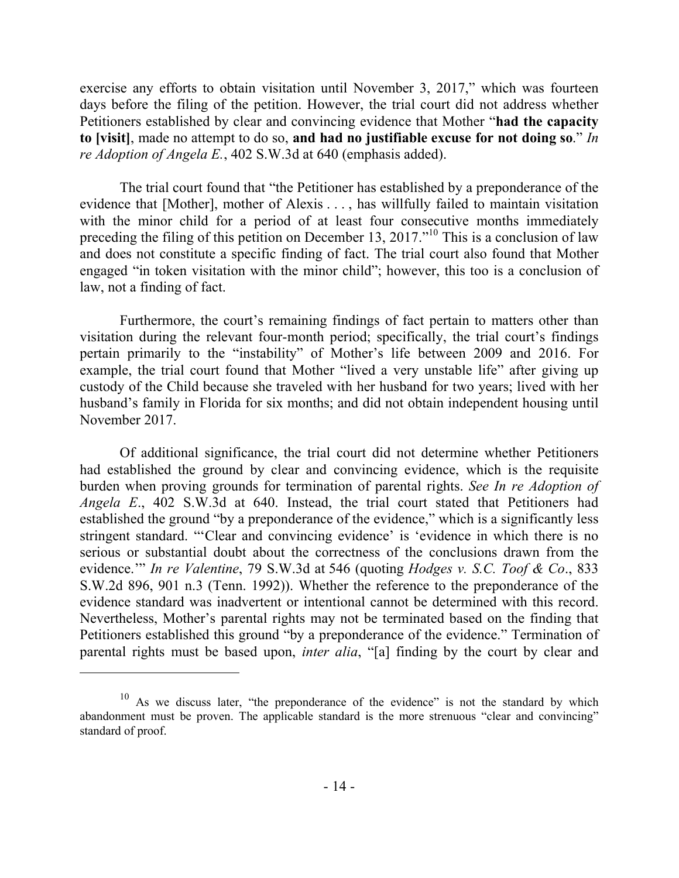exercise any efforts to obtain visitation until November 3, 2017," which was fourteen days before the filing of the petition. However, the trial court did not address whether Petitioners established by clear and convincing evidence that Mother "**had the capacity to [visit]**, made no attempt to do so, **and had no justifiable excuse for not doing so**." *In re Adoption of Angela E.*, 402 S.W.3d at 640 (emphasis added).

The trial court found that "the Petitioner has established by a preponderance of the evidence that [Mother], mother of Alexis . . . , has willfully failed to maintain visitation with the minor child for a period of at least four consecutive months immediately preceding the filing of this petition on December 13, 2017."[10] This is a conclusion of law and does not constitute a specific finding of fact. The trial court also found that Mother engaged "in token visitation with the minor child"; however, this too is a conclusion of law, not a finding of fact.

Furthermore, the court's remaining findings of fact pertain to matters other than visitation during the relevant four-month period; specifically, the trial court's findings pertain primarily to the "instability" of Mother's life between 2009 and 2016. For example, the trial court found that Mother "lived a very unstable life" after giving up custody of the Child because she traveled with her husband for two years; lived with her husband's family in Florida for six months; and did not obtain independent housing until November 2017.

Of additional significance, the trial court did not determine whether Petitioners had established the ground by clear and convincing evidence, which is the requisite burden when proving grounds for termination of parental rights. *See In re Adoption of Angela E*., 402 S.W.3d at 640. Instead, the trial court stated that Petitioners had established the ground "by a preponderance of the evidence," which is a significantly less stringent standard. "'Clear and convincing evidence' is 'evidence in which there is no serious or substantial doubt about the correctness of the conclusions drawn from the evidence.'" *In re Valentine*, 79 S.W.3d at 546 (quoting *Hodges v. S.C. Toof & Co*., 833 S.W.2d 896, 901 n.3 (Tenn. 1992)). Whether the reference to the preponderance of the evidence standard was inadvertent or intentional cannot be determined with this record. Nevertheless, Mother's parental rights may not be terminated based on the finding that Petitioners established this ground "by a preponderance of the evidence." Termination of parental rights must be based upon, *inter alia*, "[a] finding by the court by clear and

---

[10] As we discuss later, "the preponderance of the evidence" is not the standard by which abandonment must be proven. The applicable standard is the more strenuous "clear and convincing" standard of proof.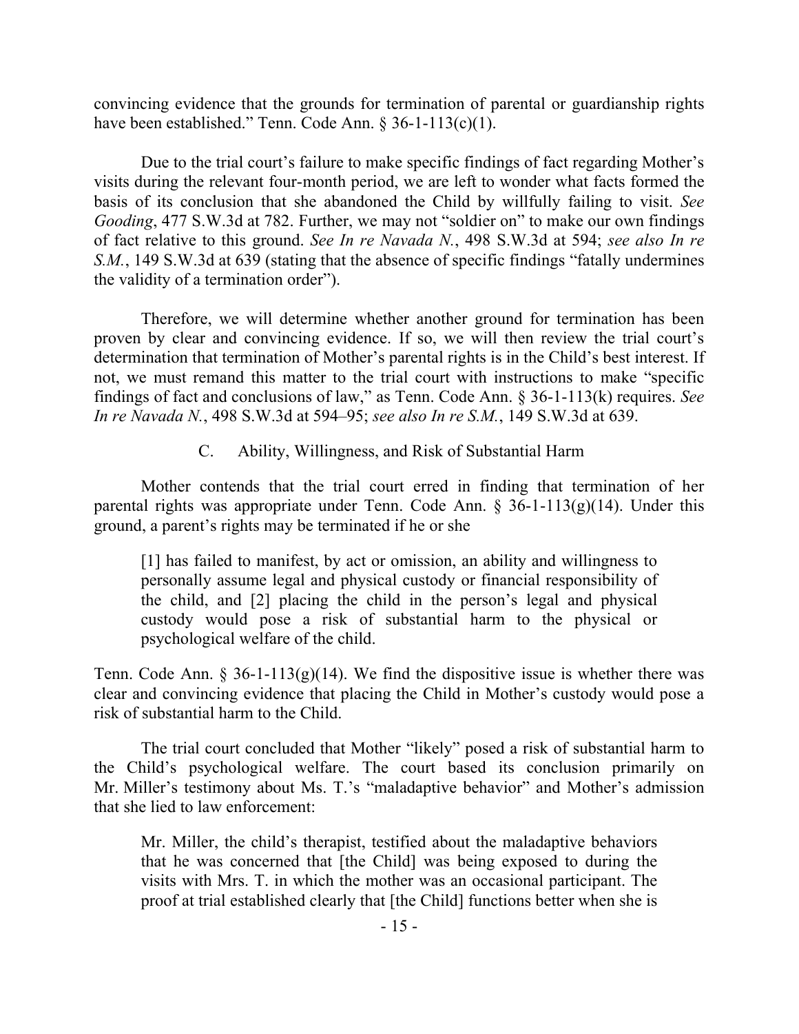convincing evidence that the grounds for termination of parental or guardianship rights have been established." Tenn. Code Ann. § 36-1-113(c)(1).

Due to the trial court's failure to make specific findings of fact regarding Mother's visits during the relevant four-month period, we are left to wonder what facts formed the basis of its conclusion that she abandoned the Child by willfully failing to visit. *See Gooding*, 477 S.W.3d at 782. Further, we may not "soldier on" to make our own findings of fact relative to this ground. *See In re Navada N.*, 498 S.W.3d at 594; *see also In re S.M.*, 149 S.W.3d at 639 (stating that the absence of specific findings "fatally undermines the validity of a termination order").

Therefore, we will determine whether another ground for termination has been proven by clear and convincing evidence. If so, we will then review the trial court's determination that termination of Mother's parental rights is in the Child's best interest. If not, we must remand this matter to the trial court with instructions to make "specific findings of fact and conclusions of law," as Tenn. Code Ann. § 36-1-113(k) requires. *See In re Navada N.*, 498 S.W.3d at 594–95; *see also In re S.M.*, 149 S.W.3d at 639.

### C. Ability, Willingness, and Risk of Substantial Harm

Mother contends that the trial court erred in finding that termination of her parental rights was appropriate under Tenn. Code Ann. § 36-1-113(g)(14). Under this ground, a parent's rights may be terminated if he or she

> [1] has failed to manifest, by act or omission, an ability and willingness to personally assume legal and physical custody or financial responsibility of the child, and [2] placing the child in the person's legal and physical custody would pose a risk of substantial harm to the physical or psychological welfare of the child.

Tenn. Code Ann. § 36-1-113(g)(14). We find the dispositive issue is whether there was clear and convincing evidence that placing the Child in Mother's custody would pose a risk of substantial harm to the Child.

The trial court concluded that Mother "likely" posed a risk of substantial harm to the Child's psychological welfare. The court based its conclusion primarily on Mr. Miller's testimony about Ms. T.'s "maladaptive behavior" and Mother's admission that she lied to law enforcement:

> Mr. Miller, the child's therapist, testified about the maladaptive behaviors that he was concerned that [the Child] was being exposed to during the visits with Mrs. T. in which the mother was an occasional participant. The proof at trial established clearly that [the Child] functions better when she is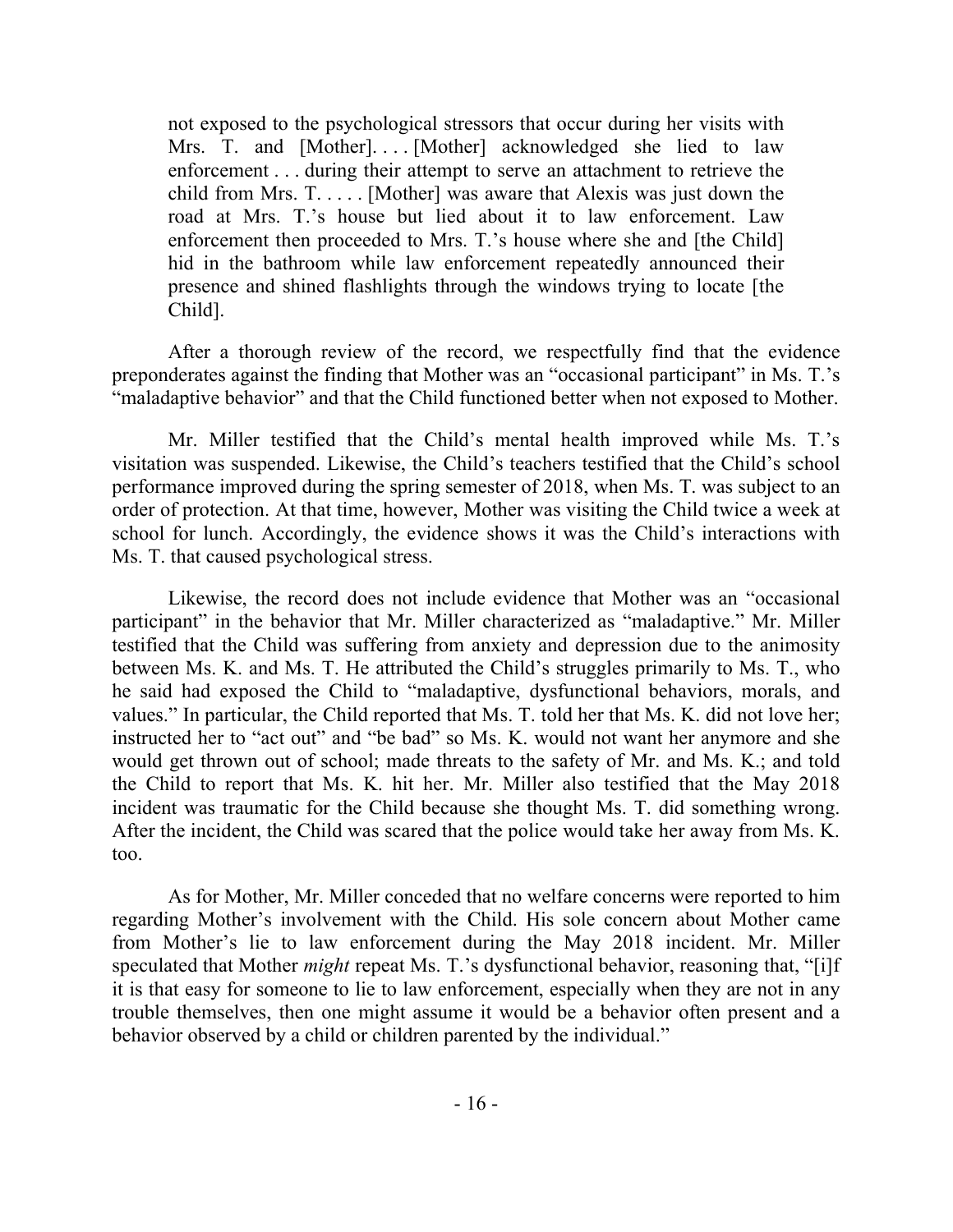> not exposed to the psychological stressors that occur during her visits with Mrs. T. and [Mother]. . . . [Mother] acknowledged she lied to law enforcement . . . during their attempt to serve an attachment to retrieve the child from Mrs. T. . . . . [Mother] was aware that Alexis was just down the road at Mrs. T.'s house but lied about it to law enforcement. Law enforcement then proceeded to Mrs. T.'s house where she and [the Child] hid in the bathroom while law enforcement repeatedly announced their presence and shined flashlights through the windows trying to locate [the Child].

After a thorough review of the record, we respectfully find that the evidence preponderates against the finding that Mother was an "occasional participant" in Ms. T.'s "maladaptive behavior" and that the Child functioned better when not exposed to Mother.

Mr. Miller testified that the Child's mental health improved while Ms. T.'s visitation was suspended. Likewise, the Child's teachers testified that the Child's school performance improved during the spring semester of 2018, when Ms. T. was subject to an order of protection. At that time, however, Mother was visiting the Child twice a week at school for lunch. Accordingly, the evidence shows it was the Child's interactions with Ms. T. that caused psychological stress.

Likewise, the record does not include evidence that Mother was an "occasional participant" in the behavior that Mr. Miller characterized as "maladaptive." Mr. Miller testified that the Child was suffering from anxiety and depression due to the animosity between Ms. K. and Ms. T. He attributed the Child's struggles primarily to Ms. T., who he said had exposed the Child to "maladaptive, dysfunctional behaviors, morals, and values." In particular, the Child reported that Ms. T. told her that Ms. K. did not love her; instructed her to "act out" and "be bad" so Ms. K. would not want her anymore and she would get thrown out of school; made threats to the safety of Mr. and Ms. K.; and told the Child to report that Ms. K. hit her. Mr. Miller also testified that the May 2018 incident was traumatic for the Child because she thought Ms. T. did something wrong. After the incident, the Child was scared that the police would take her away from Ms. K. too.

As for Mother, Mr. Miller conceded that no welfare concerns were reported to him regarding Mother's involvement with the Child. His sole concern about Mother came from Mother's lie to law enforcement during the May 2018 incident. Mr. Miller speculated that Mother *might* repeat Ms. T.'s dysfunctional behavior, reasoning that, "[i]f it is that easy for someone to lie to law enforcement, especially when they are not in any trouble themselves, then one might assume it would be a behavior often present and a behavior observed by a child or children parented by the individual."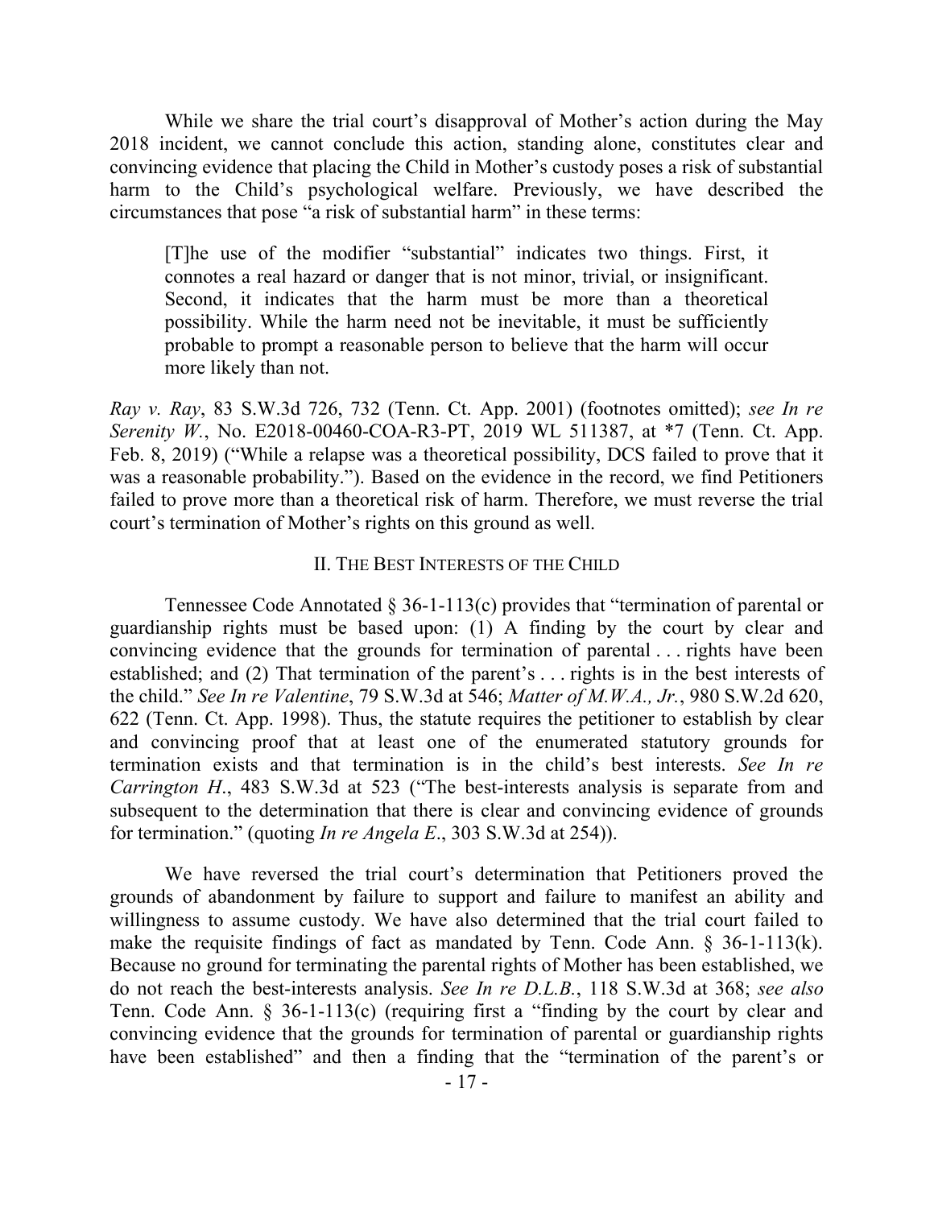While we share the trial court's disapproval of Mother's action during the May 2018 incident, we cannot conclude this action, standing alone, constitutes clear and convincing evidence that placing the Child in Mother's custody poses a risk of substantial harm to the Child's psychological welfare. Previously, we have described the circumstances that pose "a risk of substantial harm" in these terms:

> [T]he use of the modifier "substantial" indicates two things. First, it connotes a real hazard or danger that is not minor, trivial, or insignificant. Second, it indicates that the harm must be more than a theoretical possibility. While the harm need not be inevitable, it must be sufficiently probable to prompt a reasonable person to believe that the harm will occur more likely than not.

*Ray v. Ray*, 83 S.W.3d 726, 732 (Tenn. Ct. App. 2001) (footnotes omitted); *see In re Serenity W.*, No. E2018-00460-COA-R3-PT, 2019 WL 511387, at *7 (Tenn. Ct. App. Feb. 8, 2019) ("While a relapse was a theoretical possibility, DCS failed to prove that it was a reasonable probability."). Based on the evidence in the record, we find Petitioners failed to prove more than a theoretical risk of harm. Therefore, we must reverse the trial court's termination of Mother's rights on this ground as well.

## II. The Best Interests of the Child

Tennessee Code Annotated § 36-1-113(c) provides that "termination of parental or guardianship rights must be based upon: (1) A finding by the court by clear and convincing evidence that the grounds for termination of parental . . . rights have been established; and (2) That termination of the parent's . . . rights is in the best interests of the child." *See In re Valentine*, 79 S.W.3d at 546; *Matter of M.W.A., Jr.*, 980 S.W.2d 620, 622 (Tenn. Ct. App. 1998). Thus, the statute requires the petitioner to establish by clear and convincing proof that at least one of the enumerated statutory grounds for termination exists and that termination is in the child's best interests. *See In re Carrington H.*, 483 S.W.3d at 523 ("The best-interests analysis is separate from and subsequent to the determination that there is clear and convincing evidence of grounds for termination." (quoting *In re Angela E.*, 303 S.W.3d at 254)).

We have reversed the trial court's determination that Petitioners proved the grounds of abandonment by failure to support and failure to manifest an ability and willingness to assume custody. We have also determined that the trial court failed to make the requisite findings of fact as mandated by Tenn. Code Ann. § 36-1-113(k). Because no ground for terminating the parental rights of Mother has been established, we do not reach the best-interests analysis. *See In re D.L.B.*, 118 S.W.3d at 368; *see also* Tenn. Code Ann. § 36-1-113(c) (requiring first a "finding by the court by clear and convincing evidence that the grounds for termination of parental or guardianship rights have been established" and then a finding that the "termination of the parent's or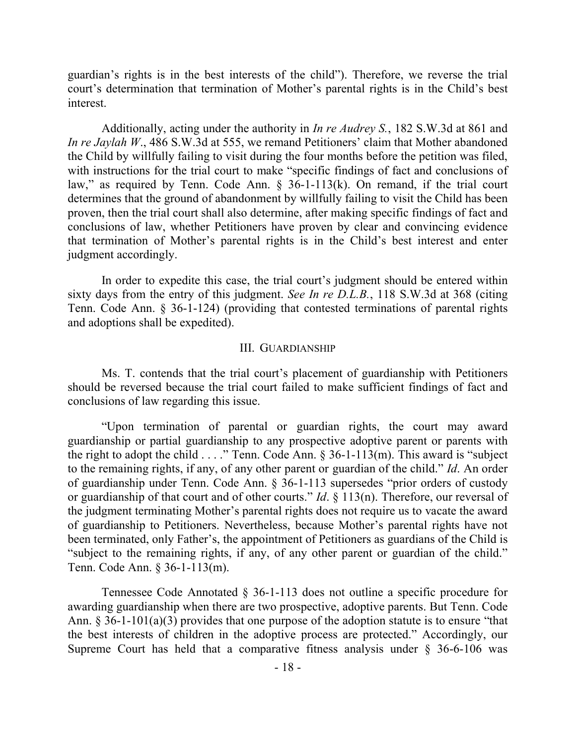guardian's rights is in the best interests of the child"). Therefore, we reverse the trial court's determination that termination of Mother's parental rights is in the Child's best interest.

Additionally, acting under the authority in *In re Audrey S.*, 182 S.W.3d at 861 and *In re Jaylah W*., 486 S.W.3d at 555, we remand Petitioners' claim that Mother abandoned the Child by willfully failing to visit during the four months before the petition was filed, with instructions for the trial court to make "specific findings of fact and conclusions of law," as required by Tenn. Code Ann. § 36-1-113(k). On remand, if the trial court determines that the ground of abandonment by willfully failing to visit the Child has been proven, then the trial court shall also determine, after making specific findings of fact and conclusions of law, whether Petitioners have proven by clear and convincing evidence that termination of Mother's parental rights is in the Child's best interest and enter judgment accordingly.

In order to expedite this case, the trial court's judgment should be entered within sixty days from the entry of this judgment. *See In re D.L.B.*, 118 S.W.3d at 368 (citing Tenn. Code Ann. § 36-1-124) (providing that contested terminations of parental rights and adoptions shall be expedited).

## III. Guardianship

Ms. T. contends that the trial court's placement of guardianship with Petitioners should be reversed because the trial court failed to make sufficient findings of fact and conclusions of law regarding this issue.

"Upon termination of parental or guardian rights, the court may award guardianship or partial guardianship to any prospective adoptive parent or parents with the right to adopt the child . . . ." Tenn. Code Ann. § 36-1-113(m). This award is "subject to the remaining rights, if any, of any other parent or guardian of the child." *Id*. An order of guardianship under Tenn. Code Ann. § 36-1-113 supersedes "prior orders of custody or guardianship of that court and of other courts." *Id*. § 113(n). Therefore, our reversal of the judgment terminating Mother's parental rights does not require us to vacate the award of guardianship to Petitioners. Nevertheless, because Mother's parental rights have not been terminated, only Father's, the appointment of Petitioners as guardians of the Child is "subject to the remaining rights, if any, of any other parent or guardian of the child." Tenn. Code Ann. § 36-1-113(m).

Tennessee Code Annotated § 36-1-113 does not outline a specific procedure for awarding guardianship when there are two prospective, adoptive parents. But Tenn. Code Ann. § 36-1-101(a)(3) provides that one purpose of the adoption statute is to ensure "that the best interests of children in the adoptive process are protected." Accordingly, our Supreme Court has held that a comparative fitness analysis under § 36-6-106 was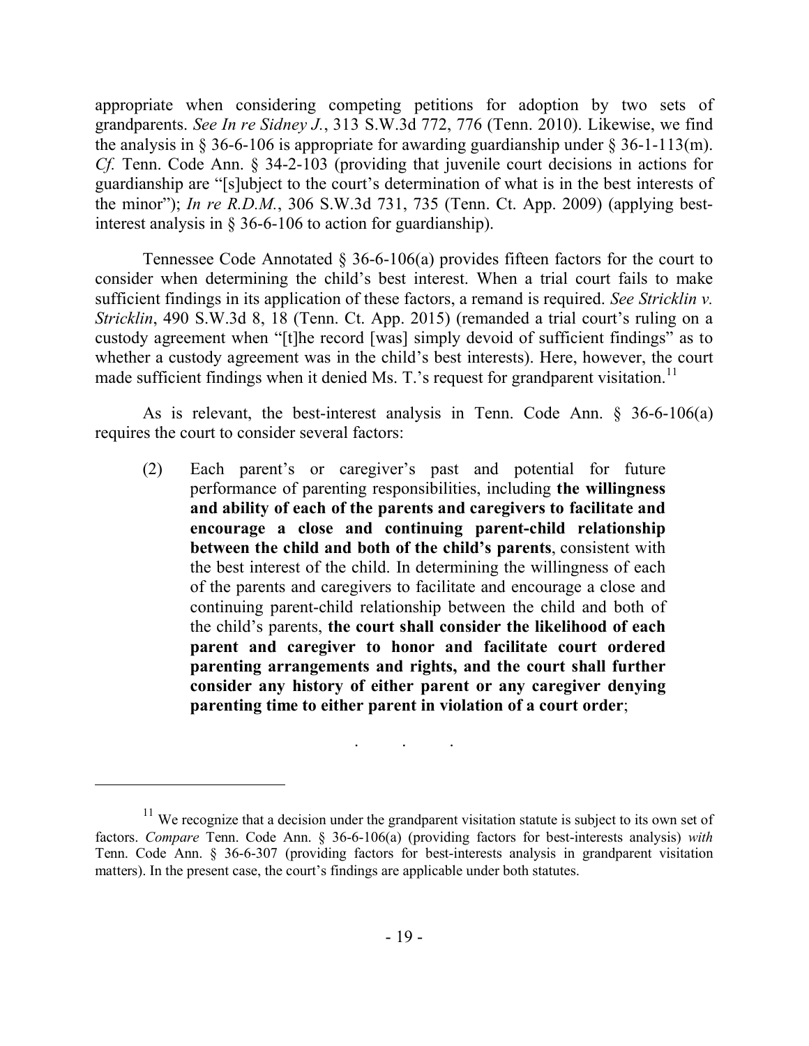appropriate when considering competing petitions for adoption by two sets of grandparents. *See In re Sidney J.*, 313 S.W.3d 772, 776 (Tenn. 2010). Likewise, we find the analysis in § 36-6-106 is appropriate for awarding guardianship under § 36-1-113(m). *Cf.* Tenn. Code Ann. § 34-2-103 (providing that juvenile court decisions in actions for guardianship are "[s]ubject to the court's determination of what is in the best interests of the minor"); *In re R.D.M.*, 306 S.W.3d 731, 735 (Tenn. Ct. App. 2009) (applying best-interest analysis in § 36-6-106 to action for guardianship).

Tennessee Code Annotated § 36-6-106(a) provides fifteen factors for the court to consider when determining the child's best interest. When a trial court fails to make sufficient findings in its application of these factors, a remand is required. *See Stricklin v. Stricklin*, 490 S.W.3d 8, 18 (Tenn. Ct. App. 2015) (remanded a trial court's ruling on a custody agreement when "[t]he record [was] simply devoid of sufficient findings" as to whether a custody agreement was in the child's best interests). Here, however, the court made sufficient findings when it denied Ms. T.'s request for grandparent visitation.[11]

As is relevant, the best-interest analysis in Tenn. Code Ann. § 36-6-106(a) requires the court to consider several factors:

> (2) Each parent's or caregiver's past and potential for future performance of parenting responsibilities, including **the willingness and ability of each of the parents and caregivers to facilitate and encourage a close and continuing parent-child relationship between the child and both of the child's parents**, consistent with the best interest of the child. In determining the willingness of each of the parents and caregivers to facilitate and encourage a close and continuing parent-child relationship between the child and both of the child's parents, **the court shall consider the likelihood of each parent and caregiver to honor and facilitate court ordered parenting arrangements and rights, and the court shall further consider any history of either parent or any caregiver denying parenting time to either parent in violation of a court order**;
>
> . . .

---

[11] We recognize that a decision under the grandparent visitation statute is subject to its own set of factors. *Compare* Tenn. Code Ann. § 36-6-106(a) (providing factors for best-interests analysis) *with* Tenn. Code Ann. § 36-6-307 (providing factors for best-interests analysis in grandparent visitation matters). In the present case, the court's findings are applicable under both statutes.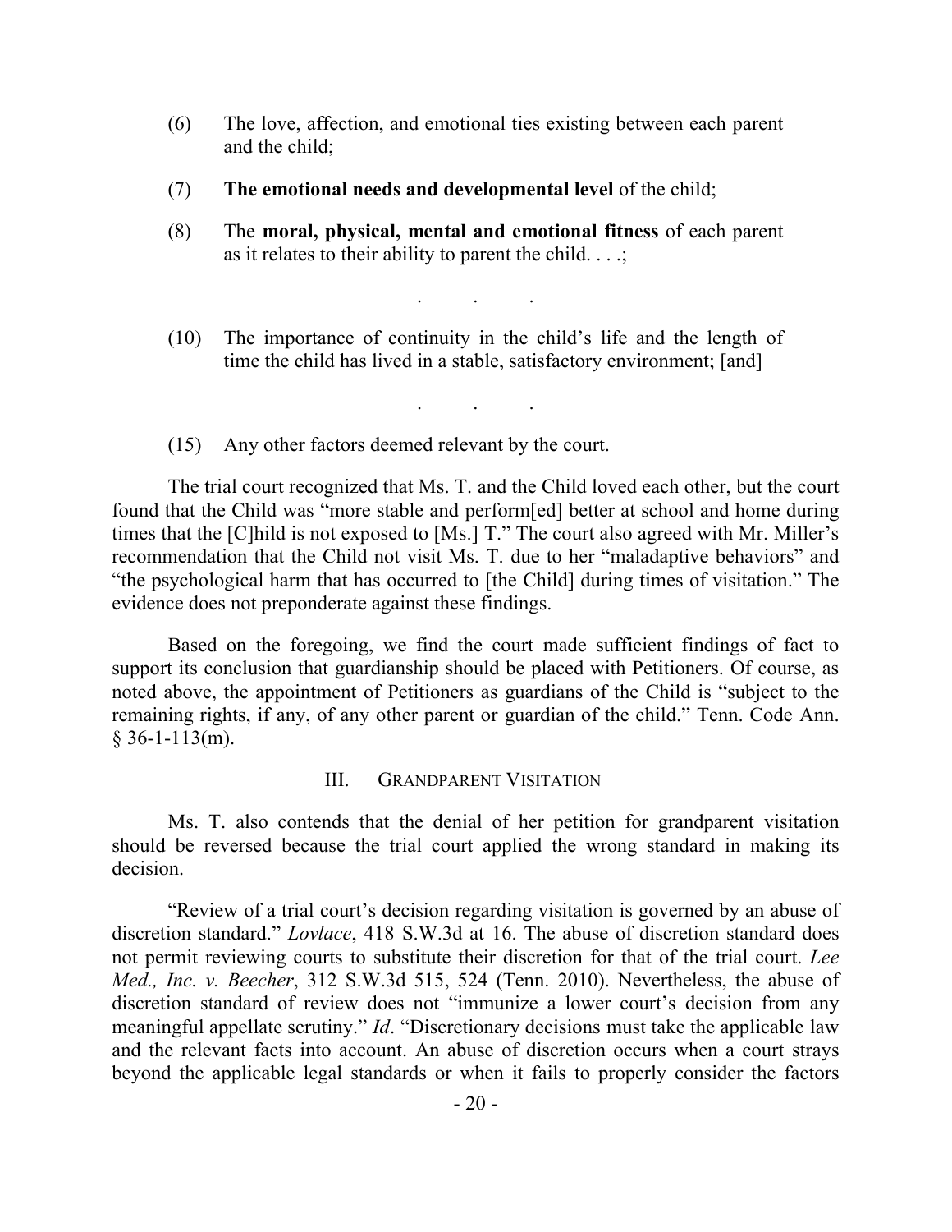(6) The love, affection, and emotional ties existing between each parent and the child;

(7) **The emotional needs and developmental level** of the child;

(8) The **moral, physical, mental and emotional fitness** of each parent as it relates to their ability to parent the child. . . .;

. . .

(10) The importance of continuity in the child's life and the length of time the child has lived in a stable, satisfactory environment; [and]

. . .

(15) Any other factors deemed relevant by the court.

The trial court recognized that Ms. T. and the Child loved each other, but the court found that the Child was "more stable and perform[ed] better at school and home during times that the [C]hild is not exposed to [Ms.] T." The court also agreed with Mr. Miller's recommendation that the Child not visit Ms. T. due to her "maladaptive behaviors" and "the psychological harm that has occurred to [the Child] during times of visitation." The evidence does not preponderate against these findings.

Based on the foregoing, we find the court made sufficient findings of fact to support its conclusion that guardianship should be placed with Petitioners. Of course, as noted above, the appointment of Petitioners as guardians of the Child is "subject to the remaining rights, if any, of any other parent or guardian of the child." Tenn. Code Ann. § 36-1-113(m).

## III. GRANDPARENT VISITATION

Ms. T. also contends that the denial of her petition for grandparent visitation should be reversed because the trial court applied the wrong standard in making its decision.

"Review of a trial court's decision regarding visitation is governed by an abuse of discretion standard." *Lovlace*, 418 S.W.3d at 16. The abuse of discretion standard does not permit reviewing courts to substitute their discretion for that of the trial court. *Lee Med., Inc. v. Beecher*, 312 S.W.3d 515, 524 (Tenn. 2010). Nevertheless, the abuse of discretion standard of review does not "immunize a lower court's decision from any meaningful appellate scrutiny." *Id*. "Discretionary decisions must take the applicable law and the relevant facts into account. An abuse of discretion occurs when a court strays beyond the applicable legal standards or when it fails to properly consider the factors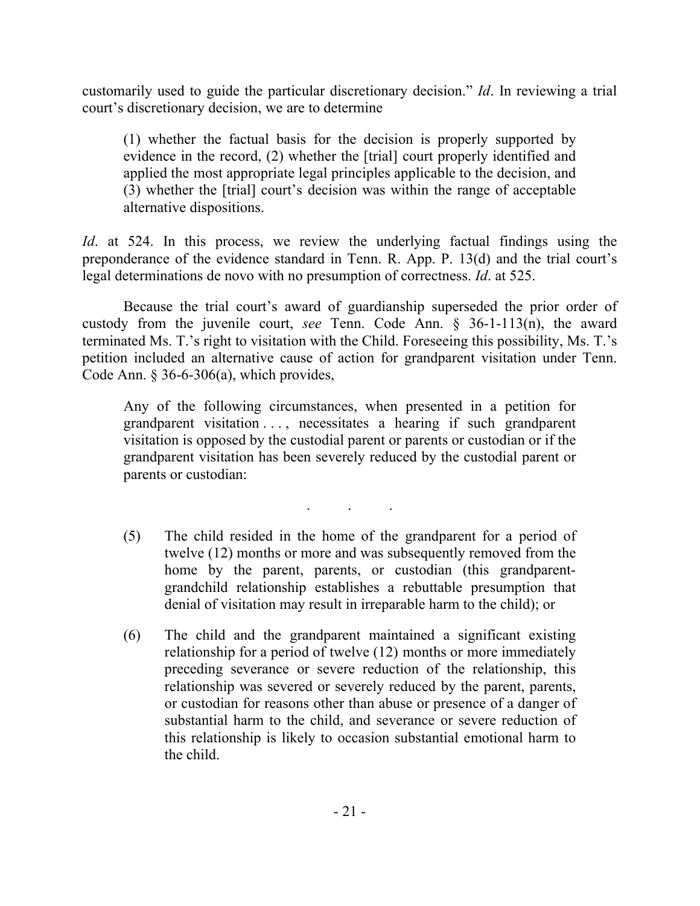customarily used to guide the particular discretionary decision." *Id*. In reviewing a trial court's discretionary decision, we are to determine

> (1) whether the factual basis for the decision is properly supported by evidence in the record, (2) whether the [trial] court properly identified and applied the most appropriate legal principles applicable to the decision, and (3) whether the [trial] court's decision was within the range of acceptable alternative dispositions.

*Id*. at 524. In this process, we review the underlying factual findings using the preponderance of the evidence standard in Tenn. R. App. P. 13(d) and the trial court's legal determinations de novo with no presumption of correctness. *Id*. at 525.

Because the trial court's award of guardianship superseded the prior order of custody from the juvenile court, *see* Tenn. Code Ann. § 36-1-113(n), the award terminated Ms. T.'s right to visitation with the Child. Foreseeing this possibility, Ms. T.'s petition included an alternative cause of action for grandparent visitation under Tenn. Code Ann. § 36-6-306(a), which provides,

> Any of the following circumstances, when presented in a petition for grandparent visitation . . . , necessitates a hearing if such grandparent visitation is opposed by the custodial parent or parents or custodian or if the grandparent visitation has been severely reduced by the custodial parent or parents or custodian:
>
> . . .
>
> (5) The child resided in the home of the grandparent for a period of twelve (12) months or more and was subsequently removed from the home by the parent, parents, or custodian (this grandparent-grandchild relationship establishes a rebuttable presumption that denial of visitation may result in irreparable harm to the child); or
>
> (6) The child and the grandparent maintained a significant existing relationship for a period of twelve (12) months or more immediately preceding severance or severe reduction of the relationship, this relationship was severed or severely reduced by the parent, parents, or custodian for reasons other than abuse or presence of a danger of substantial harm to the child, and severance or severe reduction of this relationship is likely to occasion substantial emotional harm to the child.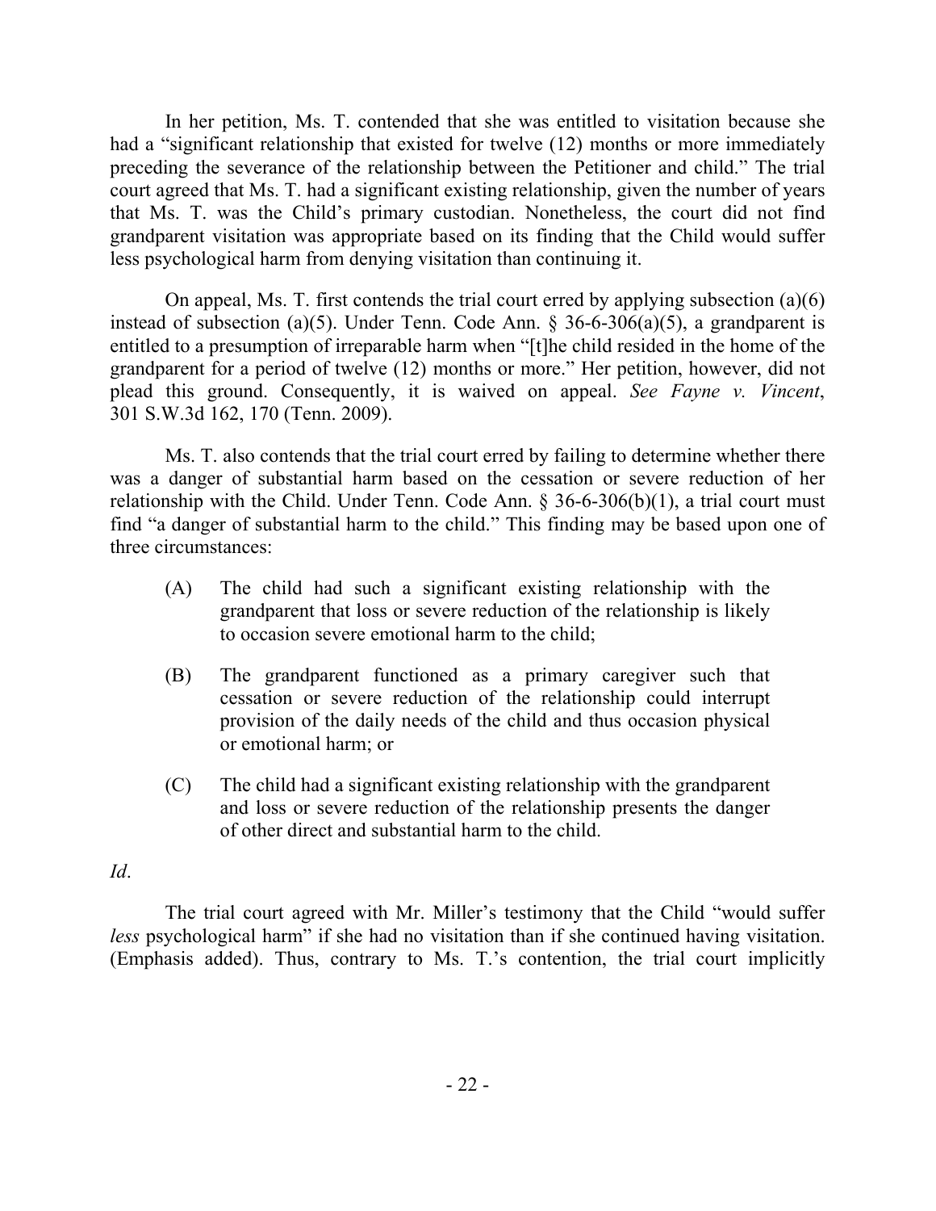In her petition, Ms. T. contended that she was entitled to visitation because she had a "significant relationship that existed for twelve (12) months or more immediately preceding the severance of the relationship between the Petitioner and child." The trial court agreed that Ms. T. had a significant existing relationship, given the number of years that Ms. T. was the Child's primary custodian. Nonetheless, the court did not find grandparent visitation was appropriate based on its finding that the Child would suffer less psychological harm from denying visitation than continuing it.

On appeal, Ms. T. first contends the trial court erred by applying subsection (a)(6) instead of subsection (a)(5). Under Tenn. Code Ann. § 36-6-306(a)(5), a grandparent is entitled to a presumption of irreparable harm when "[t]he child resided in the home of the grandparent for a period of twelve (12) months or more." Her petition, however, did not plead this ground. Consequently, it is waived on appeal. *See Fayne v. Vincent*, 301 S.W.3d 162, 170 (Tenn. 2009).

Ms. T. also contends that the trial court erred by failing to determine whether there was a danger of substantial harm based on the cessation or severe reduction of her relationship with the Child. Under Tenn. Code Ann. § 36-6-306(b)(1), a trial court must find "a danger of substantial harm to the child." This finding may be based upon one of three circumstances:

> (A) The child had such a significant existing relationship with the grandparent that loss or severe reduction of the relationship is likely to occasion severe emotional harm to the child;
>
> (B) The grandparent functioned as a primary caregiver such that cessation or severe reduction of the relationship could interrupt provision of the daily needs of the child and thus occasion physical or emotional harm; or
>
> (C) The child had a significant existing relationship with the grandparent and loss or severe reduction of the relationship presents the danger of other direct and substantial harm to the child.

*Id*.

The trial court agreed with Mr. Miller's testimony that the Child "would suffer *less* psychological harm" if she had no visitation than if she continued having visitation. (Emphasis added). Thus, contrary to Ms. T.'s contention, the trial court implicitly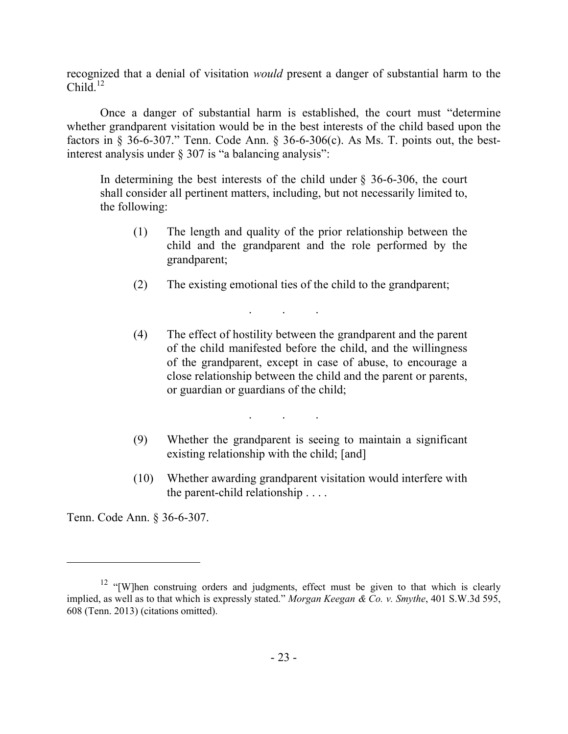recognized that a denial of visitation *would* present a danger of substantial harm to the Child.[12]

Once a danger of substantial harm is established, the court must "determine whether grandparent visitation would be in the best interests of the child based upon the factors in § 36-6-307." Tenn. Code Ann. § 36-6-306(c). As Ms. T. points out, the best-interest analysis under § 307 is "a balancing analysis":

> In determining the best interests of the child under § 36-6-306, the court shall consider all pertinent matters, including, but not necessarily limited to, the following:
>
> (1) The length and quality of the prior relationship between the child and the grandparent and the role performed by the grandparent;
>
> (2) The existing emotional ties of the child to the grandparent;
>
> . . .
>
> (4) The effect of hostility between the grandparent and the parent of the child manifested before the child, and the willingness of the grandparent, except in case of abuse, to encourage a close relationship between the child and the parent or parents, or guardian or guardians of the child;
>
> . . .
>
> (9) Whether the grandparent is seeing to maintain a significant existing relationship with the child; [and]
>
> (10) Whether awarding grandparent visitation would interfere with the parent-child relationship . . . .

Tenn. Code Ann. § 36-6-307.

---

[12] "[W]hen construing orders and judgments, effect must be given to that which is clearly implied, as well as to that which is expressly stated." *Morgan Keegan & Co. v. Smythe*, 401 S.W.3d 595, 608 (Tenn. 2013) (citations omitted).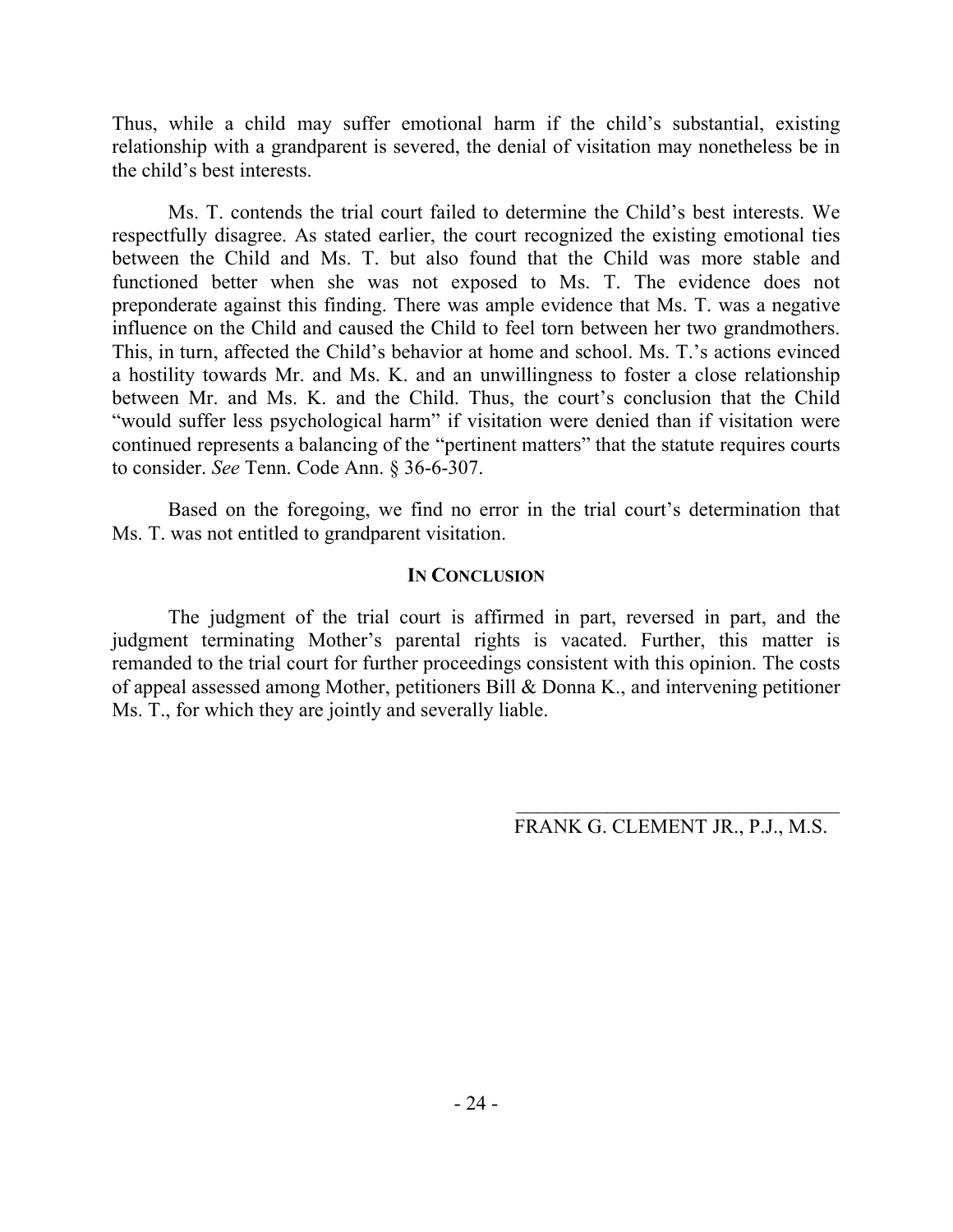Thus, while a child may suffer emotional harm if the child's substantial, existing relationship with a grandparent is severed, the denial of visitation may nonetheless be in the child's best interests.

Ms. T. contends the trial court failed to determine the Child's best interests. We respectfully disagree. As stated earlier, the court recognized the existing emotional ties between the Child and Ms. T. but also found that the Child was more stable and functioned better when she was not exposed to Ms. T. The evidence does not preponderate against this finding. There was ample evidence that Ms. T. was a negative influence on the Child and caused the Child to feel torn between her two grandmothers. This, in turn, affected the Child's behavior at home and school. Ms. T.'s actions evinced a hostility towards Mr. and Ms. K. and an unwillingness to foster a close relationship between Mr. and Ms. K. and the Child. Thus, the court's conclusion that the Child "would suffer less psychological harm" if visitation were denied than if visitation were continued represents a balancing of the "pertinent matters" that the statute requires courts to consider. *See* Tenn. Code Ann. § 36-6-307.

Based on the foregoing, we find no error in the trial court's determination that Ms. T. was not entitled to grandparent visitation.

## IN CONCLUSION

The judgment of the trial court is affirmed in part, reversed in part, and the judgment terminating Mother's parental rights is vacated. Further, this matter is remanded to the trial court for further proceedings consistent with this opinion. The costs of appeal assessed among Mother, petitioners Bill & Donna K., and intervening petitioner Ms. T., for which they are jointly and severally liable.

\_\_\_\_\_\_\_\_\_\_\_\_\_\_\_\_\_\_\_\_\_\_\_\_\_\_\_\_\_\_\_\_

FRANK G. CLEMENT JR., P.J., M.S.